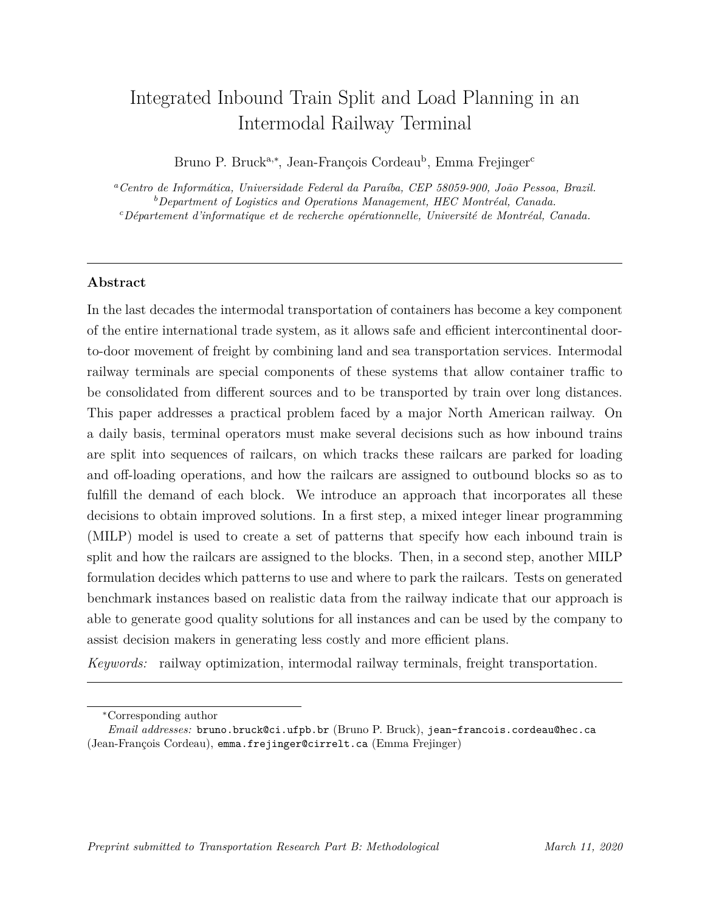# Integrated Inbound Train Split and Load Planning in an Intermodal Railway Terminal

Bruno P. Bruck[a,*], Jean-François Cordeau[b], Emma Frejinger[c]

[a] *Centro de Informática, Universidade Federal da Paraíba, CEP 58059-900, João Pessoa, Brazil.*
[b] *Department of Logistics and Operations Management, HEC Montréal, Canada.*
[c] *Département d'informatique et de recherche opérationnelle, Université de Montréal, Canada.*

---

## Abstract

In the last decades the intermodal transportation of containers has become a key component of the entire international trade system, as it allows safe and efficient intercontinental door-to-door movement of freight by combining land and sea transportation services. Intermodal railway terminals are special components of these systems that allow container traffic to be consolidated from different sources and to be transported by train over long distances. This paper addresses a practical problem faced by a major North American railway. On a daily basis, terminal operators must make several decisions such as how inbound trains are split into sequences of railcars, on which tracks these railcars are parked for loading and off-loading operations, and how the railcars are assigned to outbound blocks so as to fulfill the demand of each block. We introduce an approach that incorporates all these decisions to obtain improved solutions. In a first step, a mixed integer linear programming (MILP) model is used to create a set of patterns that specify how each inbound train is split and how the railcars are assigned to the blocks. Then, in a second step, another MILP formulation decides which patterns to use and where to park the railcars. Tests on generated benchmark instances based on realistic data from the railway indicate that our approach is able to generate good quality solutions for all instances and can be used by the company to assist decision makers in generating less costly and more efficient plans.

*Keywords:* railway optimization, intermodal railway terminals, freight transportation.

---

*Corresponding author

*Email addresses:* bruno.bruck@ci.ufpb.br (Bruno P. Bruck), jean-francois.cordeau@hec.ca (Jean-François Cordeau), emma.frejinger@cirrelt.ca (Emma Frejinger)

*Preprint submitted to Transportation Research Part B: Methodological* — *March 11, 2020*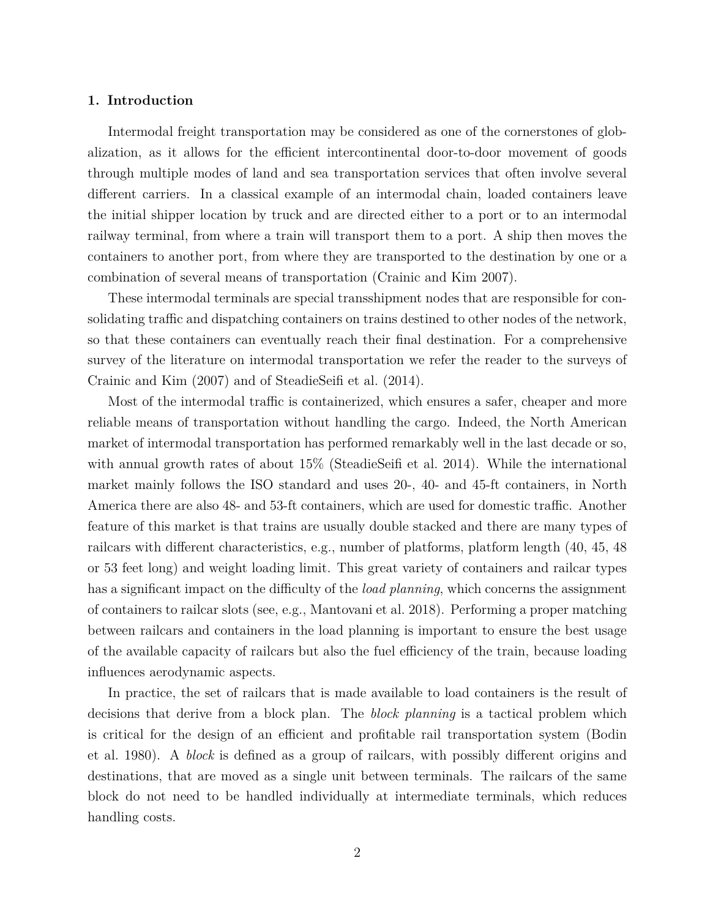## 1. Introduction

Intermodal freight transportation may be considered as one of the cornerstones of globalization, as it allows for the efficient intercontinental door-to-door movement of goods through multiple modes of land and sea transportation services that often involve several different carriers. In a classical example of an intermodal chain, loaded containers leave the initial shipper location by truck and are directed either to a port or to an intermodal railway terminal, from where a train will transport them to a port. A ship then moves the containers to another port, from where they are transported to the destination by one or a combination of several means of transportation (Crainic and Kim 2007).

These intermodal terminals are special transshipment nodes that are responsible for consolidating traffic and dispatching containers on trains destined to other nodes of the network, so that these containers can eventually reach their final destination. For a comprehensive survey of the literature on intermodal transportation we refer the reader to the surveys of Crainic and Kim (2007) and of SteadieSeifi et al. (2014).

Most of the intermodal traffic is containerized, which ensures a safer, cheaper and more reliable means of transportation without handling the cargo. Indeed, the North American market of intermodal transportation has performed remarkably well in the last decade or so, with annual growth rates of about 15% (SteadieSeifi et al. 2014). While the international market mainly follows the ISO standard and uses 20-, 40- and 45-ft containers, in North America there are also 48- and 53-ft containers, which are used for domestic traffic. Another feature of this market is that trains are usually double stacked and there are many types of railcars with different characteristics, e.g., number of platforms, platform length (40, 45, 48 or 53 feet long) and weight loading limit. This great variety of containers and railcar types has a significant impact on the difficulty of the *load planning*, which concerns the assignment of containers to railcar slots (see, e.g., Mantovani et al. 2018). Performing a proper matching between railcars and containers in the load planning is important to ensure the best usage of the available capacity of railcars but also the fuel efficiency of the train, because loading influences aerodynamic aspects.

In practice, the set of railcars that is made available to load containers is the result of decisions that derive from a block plan. The *block planning* is a tactical problem which is critical for the design of an efficient and profitable rail transportation system (Bodin et al. 1980). A *block* is defined as a group of railcars, with possibly different origins and destinations, that are moved as a single unit between terminals. The railcars of the same block do not need to be handled individually at intermediate terminals, which reduces handling costs.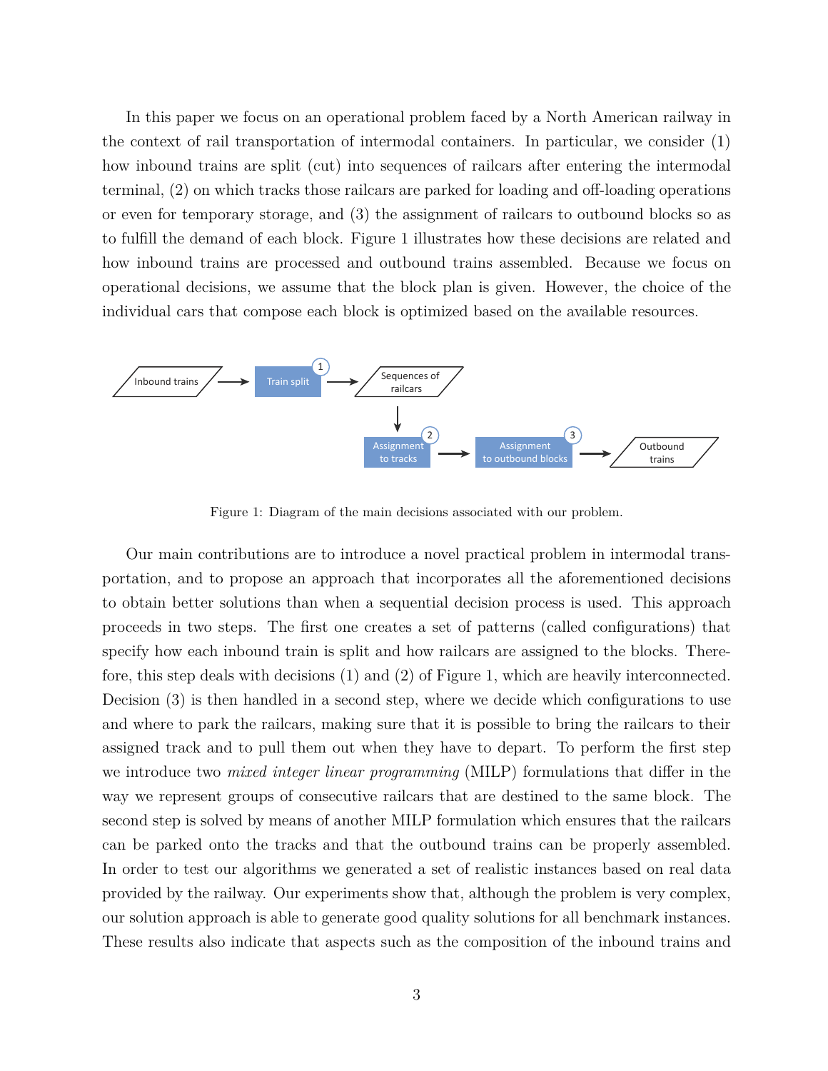In this paper we focus on an operational problem faced by a North American railway in the context of rail transportation of intermodal containers. In particular, we consider (1) how inbound trains are split (cut) into sequences of railcars after entering the intermodal terminal, (2) on which tracks those railcars are parked for loading and off-loading operations or even for temporary storage, and (3) the assignment of railcars to outbound blocks so as to fulfill the demand of each block. Figure 1 illustrates how these decisions are related and how inbound trains are processed and outbound trains assembled. Because we focus on operational decisions, we assume that the block plan is given. However, the choice of the individual cars that compose each block is optimized based on the available resources.

Figure 1: Diagram of the main decisions associated with our problem.

Our main contributions are to introduce a novel practical problem in intermodal transportation, and to propose an approach that incorporates all the aforementioned decisions to obtain better solutions than when a sequential decision process is used. This approach proceeds in two steps. The first one creates a set of patterns (called configurations) that specify how each inbound train is split and how railcars are assigned to the blocks. Therefore, this step deals with decisions (1) and (2) of Figure 1, which are heavily interconnected. Decision (3) is then handled in a second step, where we decide which configurations to use and where to park the railcars, making sure that it is possible to bring the railcars to their assigned track and to pull them out when they have to depart. To perform the first step we introduce two *mixed integer linear programming* (MILP) formulations that differ in the way we represent groups of consecutive railcars that are destined to the same block. The second step is solved by means of another MILP formulation which ensures that the railcars can be parked onto the tracks and that the outbound trains can be properly assembled. In order to test our algorithms we generated a set of realistic instances based on real data provided by the railway. Our experiments show that, although the problem is very complex, our solution approach is able to generate good quality solutions for all benchmark instances. These results also indicate that aspects such as the composition of the inbound trains and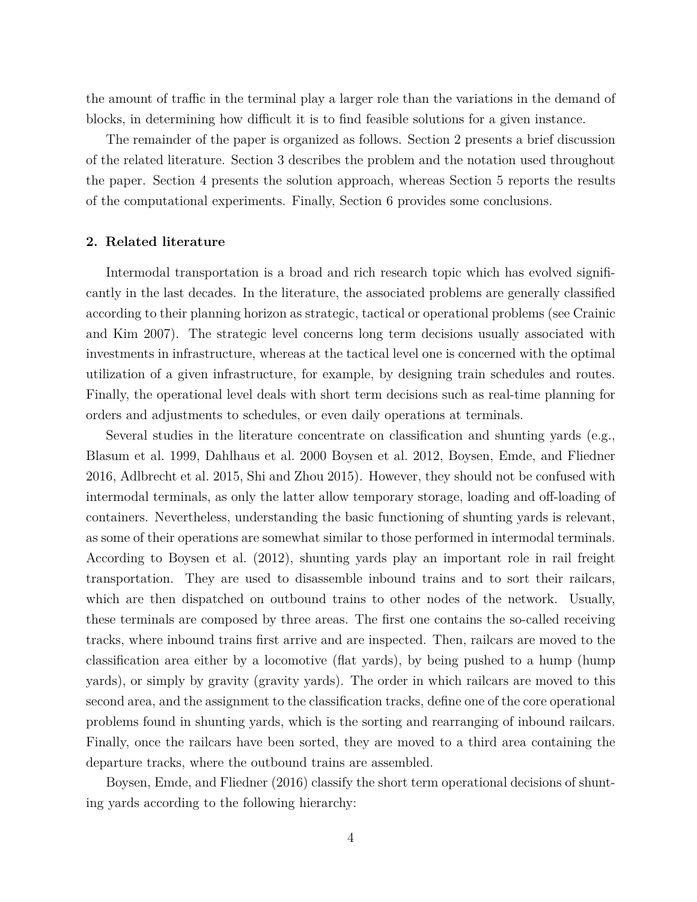the amount of traffic in the terminal play a larger role than the variations in the demand of blocks, in determining how difficult it is to find feasible solutions for a given instance.

The remainder of the paper is organized as follows. Section 2 presents a brief discussion of the related literature. Section 3 describes the problem and the notation used throughout the paper. Section 4 presents the solution approach, whereas Section 5 reports the results of the computational experiments. Finally, Section 6 provides some conclusions.

## 2. Related literature

Intermodal transportation is a broad and rich research topic which has evolved significantly in the last decades. In the literature, the associated problems are generally classified according to their planning horizon as strategic, tactical or operational problems (see Crainic and Kim 2007). The strategic level concerns long term decisions usually associated with investments in infrastructure, whereas at the tactical level one is concerned with the optimal utilization of a given infrastructure, for example, by designing train schedules and routes. Finally, the operational level deals with short term decisions such as real-time planning for orders and adjustments to schedules, or even daily operations at terminals.

Several studies in the literature concentrate on classification and shunting yards (e.g., Blasum et al. 1999, Dahlhaus et al. 2000 Boysen et al. 2012, Boysen, Emde, and Fliedner 2016, Adlbrecht et al. 2015, Shi and Zhou 2015). However, they should not be confused with intermodal terminals, as only the latter allow temporary storage, loading and off-loading of containers. Nevertheless, understanding the basic functioning of shunting yards is relevant, as some of their operations are somewhat similar to those performed in intermodal terminals. According to Boysen et al. (2012), shunting yards play an important role in rail freight transportation. They are used to disassemble inbound trains and to sort their railcars, which are then dispatched on outbound trains to other nodes of the network. Usually, these terminals are composed by three areas. The first one contains the so-called receiving tracks, where inbound trains first arrive and are inspected. Then, railcars are moved to the classification area either by a locomotive (flat yards), by being pushed to a hump (hump yards), or simply by gravity (gravity yards). The order in which railcars are moved to this second area, and the assignment to the classification tracks, define one of the core operational problems found in shunting yards, which is the sorting and rearranging of inbound railcars. Finally, once the railcars have been sorted, they are moved to a third area containing the departure tracks, where the outbound trains are assembled.

Boysen, Emde, and Fliedner (2016) classify the short term operational decisions of shunting yards according to the following hierarchy: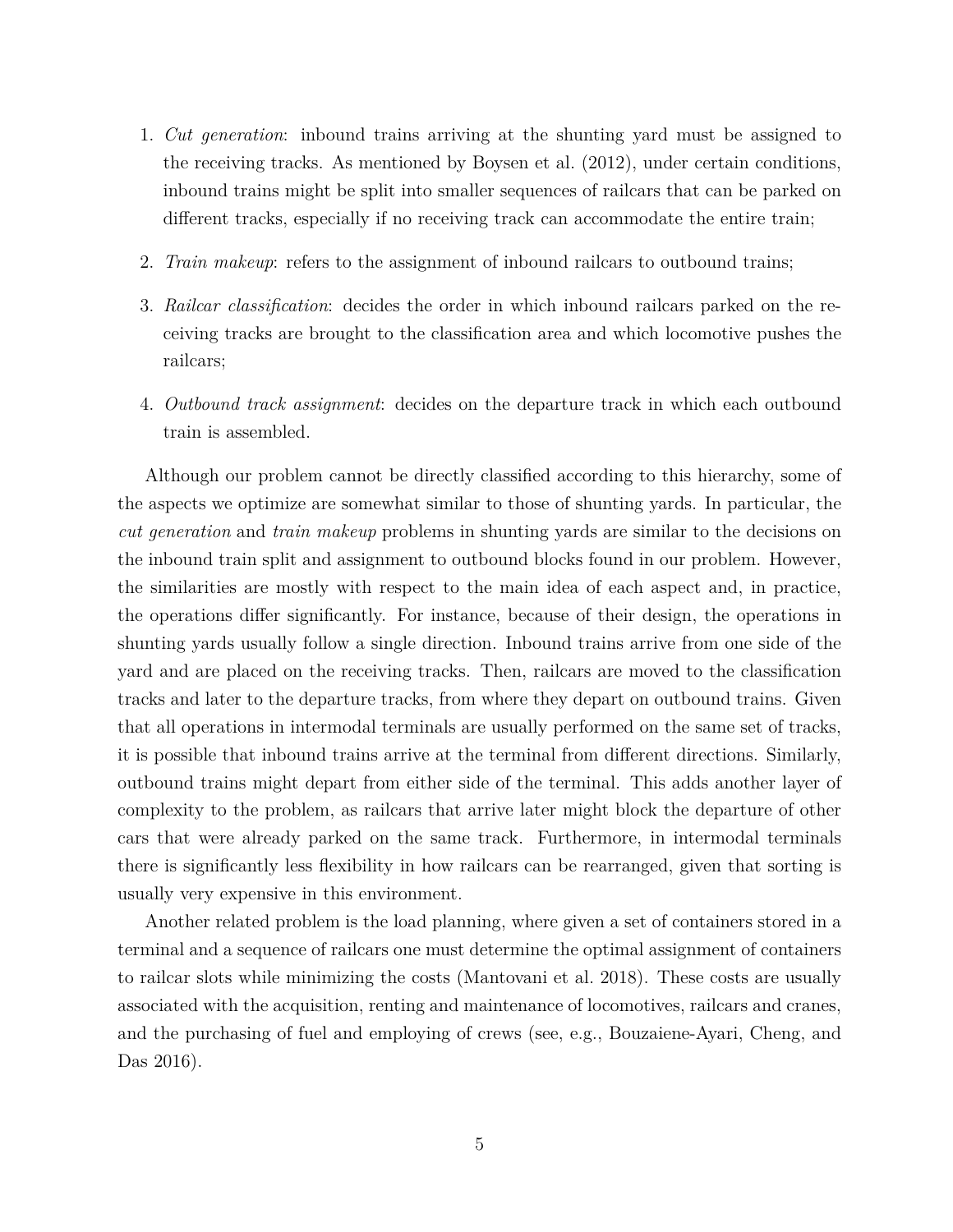1. *Cut generation*: inbound trains arriving at the shunting yard must be assigned to the receiving tracks. As mentioned by Boysen et al. (2012), under certain conditions, inbound trains might be split into smaller sequences of railcars that can be parked on different tracks, especially if no receiving track can accommodate the entire train;
2. *Train makeup*: refers to the assignment of inbound railcars to outbound trains;
3. *Railcar classification*: decides the order in which inbound railcars parked on the receiving tracks are brought to the classification area and which locomotive pushes the railcars;
4. *Outbound track assignment*: decides on the departure track in which each outbound train is assembled.

Although our problem cannot be directly classified according to this hierarchy, some of the aspects we optimize are somewhat similar to those of shunting yards. In particular, the *cut generation* and *train makeup* problems in shunting yards are similar to the decisions on the inbound train split and assignment to outbound blocks found in our problem. However, the similarities are mostly with respect to the main idea of each aspect and, in practice, the operations differ significantly. For instance, because of their design, the operations in shunting yards usually follow a single direction. Inbound trains arrive from one side of the yard and are placed on the receiving tracks. Then, railcars are moved to the classification tracks and later to the departure tracks, from where they depart on outbound trains. Given that all operations in intermodal terminals are usually performed on the same set of tracks, it is possible that inbound trains arrive at the terminal from different directions. Similarly, outbound trains might depart from either side of the terminal. This adds another layer of complexity to the problem, as railcars that arrive later might block the departure of other cars that were already parked on the same track. Furthermore, in intermodal terminals there is significantly less flexibility in how railcars can be rearranged, given that sorting is usually very expensive in this environment.

Another related problem is the load planning, where given a set of containers stored in a terminal and a sequence of railcars one must determine the optimal assignment of containers to railcar slots while minimizing the costs (Mantovani et al. 2018). These costs are usually associated with the acquisition, renting and maintenance of locomotives, railcars and cranes, and the purchasing of fuel and employing of crews (see, e.g., Bouzaiene-Ayari, Cheng, and Das 2016).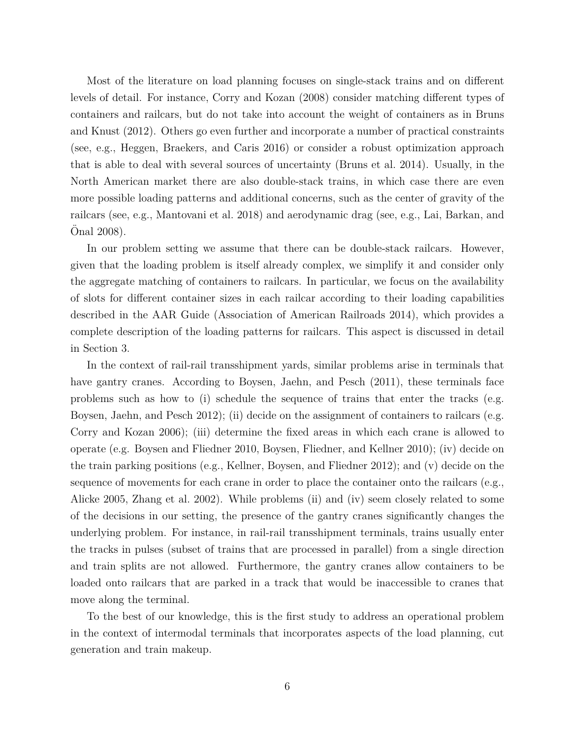Most of the literature on load planning focuses on single-stack trains and on different levels of detail. For instance, Corry and Kozan (2008) consider matching different types of containers and railcars, but do not take into account the weight of containers as in Bruns and Knust (2012). Others go even further and incorporate a number of practical constraints (see, e.g., Heggen, Braekers, and Caris 2016) or consider a robust optimization approach that is able to deal with several sources of uncertainty (Bruns et al. 2014). Usually, in the North American market there are also double-stack trains, in which case there are even more possible loading patterns and additional concerns, such as the center of gravity of the railcars (see, e.g., Mantovani et al. 2018) and aerodynamic drag (see, e.g., Lai, Barkan, and Önal 2008).

In our problem setting we assume that there can be double-stack railcars. However, given that the loading problem is itself already complex, we simplify it and consider only the aggregate matching of containers to railcars. In particular, we focus on the availability of slots for different container sizes in each railcar according to their loading capabilities described in the AAR Guide (Association of American Railroads 2014), which provides a complete description of the loading patterns for railcars. This aspect is discussed in detail in Section 3.

In the context of rail-rail transshipment yards, similar problems arise in terminals that have gantry cranes. According to Boysen, Jaehn, and Pesch (2011), these terminals face problems such as how to (i) schedule the sequence of trains that enter the tracks (e.g. Boysen, Jaehn, and Pesch 2012); (ii) decide on the assignment of containers to railcars (e.g. Corry and Kozan 2006); (iii) determine the fixed areas in which each crane is allowed to operate (e.g. Boysen and Fliedner 2010, Boysen, Fliedner, and Kellner 2010); (iv) decide on the train parking positions (e.g., Kellner, Boysen, and Fliedner 2012); and (v) decide on the sequence of movements for each crane in order to place the container onto the railcars (e.g., Alicke 2005, Zhang et al. 2002). While problems (ii) and (iv) seem closely related to some of the decisions in our setting, the presence of the gantry cranes significantly changes the underlying problem. For instance, in rail-rail transshipment terminals, trains usually enter the tracks in pulses (subset of trains that are processed in parallel) from a single direction and train splits are not allowed. Furthermore, the gantry cranes allow containers to be loaded onto railcars that are parked in a track that would be inaccessible to cranes that move along the terminal.

To the best of our knowledge, this is the first study to address an operational problem in the context of intermodal terminals that incorporates aspects of the load planning, cut generation and train makeup.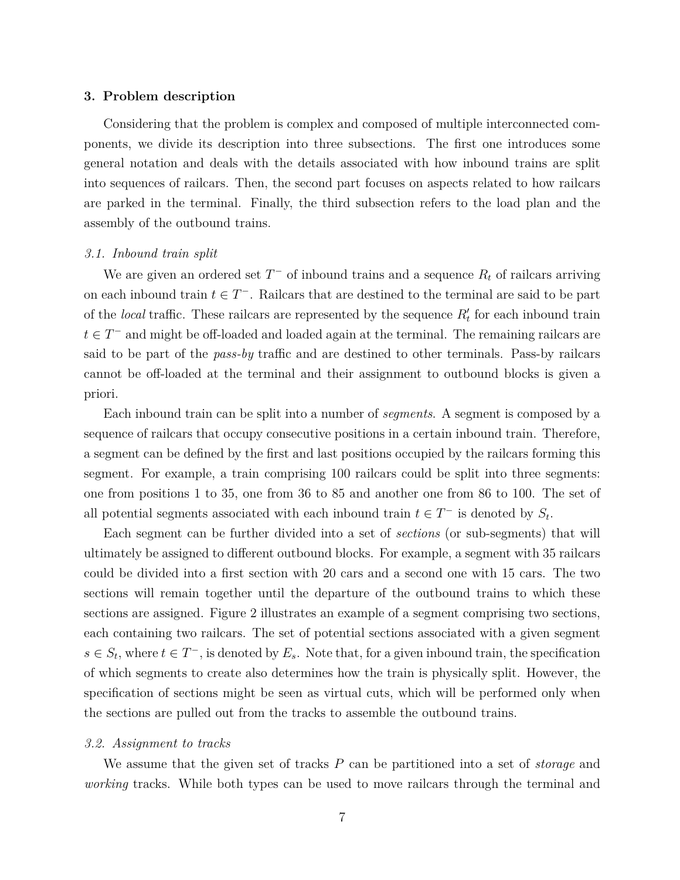## 3. Problem description

Considering that the problem is complex and composed of multiple interconnected components, we divide its description into three subsections. The first one introduces some general notation and deals with the details associated with how inbound trains are split into sequences of railcars. Then, the second part focuses on aspects related to how railcars are parked in the terminal. Finally, the third subsection refers to the load plan and the assembly of the outbound trains.

### *3.1. Inbound train split*

We are given an ordered set $T^-$ of inbound trains and a sequence $R_t$ of railcars arriving on each inbound train $t \in T^-$. Railcars that are destined to the terminal are said to be part of the *local* traffic. These railcars are represented by the sequence $R'_t$ for each inbound train $t \in T^-$ and might be off-loaded and loaded again at the terminal. The remaining railcars are said to be part of the *pass-by* traffic and are destined to other terminals. Pass-by railcars cannot be off-loaded at the terminal and their assignment to outbound blocks is given a priori.

Each inbound train can be split into a number of *segments*. A segment is composed by a sequence of railcars that occupy consecutive positions in a certain inbound train. Therefore, a segment can be defined by the first and last positions occupied by the railcars forming this segment. For example, a train comprising 100 railcars could be split into three segments: one from positions 1 to 35, one from 36 to 85 and another one from 86 to 100. The set of all potential segments associated with each inbound train $t \in T^-$ is denoted by $S_t$.

Each segment can be further divided into a set of *sections* (or sub-segments) that will ultimately be assigned to different outbound blocks. For example, a segment with 35 railcars could be divided into a first section with 20 cars and a second one with 15 cars. The two sections will remain together until the departure of the outbound trains to which these sections are assigned. Figure 2 illustrates an example of a segment comprising two sections, each containing two railcars. The set of potential sections associated with a given segment $s \in S_t$, where $t \in T^-$, is denoted by $E_s$. Note that, for a given inbound train, the specification of which segments to create also determines how the train is physically split. However, the specification of sections might be seen as virtual cuts, which will be performed only when the sections are pulled out from the tracks to assemble the outbound trains.

### *3.2. Assignment to tracks*

We assume that the given set of tracks $P$ can be partitioned into a set of *storage* and *working* tracks. While both types can be used to move railcars through the terminal and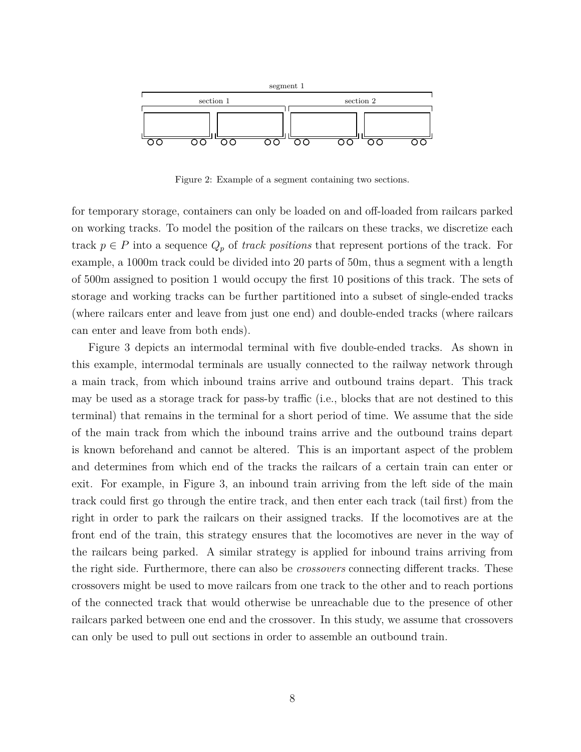Figure 2: Example of a segment containing two sections.

for temporary storage, containers can only be loaded on and off-loaded from railcars parked on working tracks. To model the position of the railcars on these tracks, we discretize each track $p \in P$ into a sequence $Q_p$ of *track positions* that represent portions of the track. For example, a 1000m track could be divided into 20 parts of 50m, thus a segment with a length of 500m assigned to position 1 would occupy the first 10 positions of this track. The sets of storage and working tracks can be further partitioned into a subset of single-ended tracks (where railcars enter and leave from just one end) and double-ended tracks (where railcars can enter and leave from both ends).

Figure 3 depicts an intermodal terminal with five double-ended tracks. As shown in this example, intermodal terminals are usually connected to the railway network through a main track, from which inbound trains arrive and outbound trains depart. This track may be used as a storage track for pass-by traffic (i.e., blocks that are not destined to this terminal) that remains in the terminal for a short period of time. We assume that the side of the main track from which the inbound trains arrive and the outbound trains depart is known beforehand and cannot be altered. This is an important aspect of the problem and determines from which end of the tracks the railcars of a certain train can enter or exit. For example, in Figure 3, an inbound train arriving from the left side of the main track could first go through the entire track, and then enter each track (tail first) from the right in order to park the railcars on their assigned tracks. If the locomotives are at the front end of the train, this strategy ensures that the locomotives are never in the way of the railcars being parked. A similar strategy is applied for inbound trains arriving from the right side. Furthermore, there can also be *crossovers* connecting different tracks. These crossovers might be used to move railcars from one track to the other and to reach portions of the connected track that would otherwise be unreachable due to the presence of other railcars parked between one end and the crossover. In this study, we assume that crossovers can only be used to pull out sections in order to assemble an outbound train.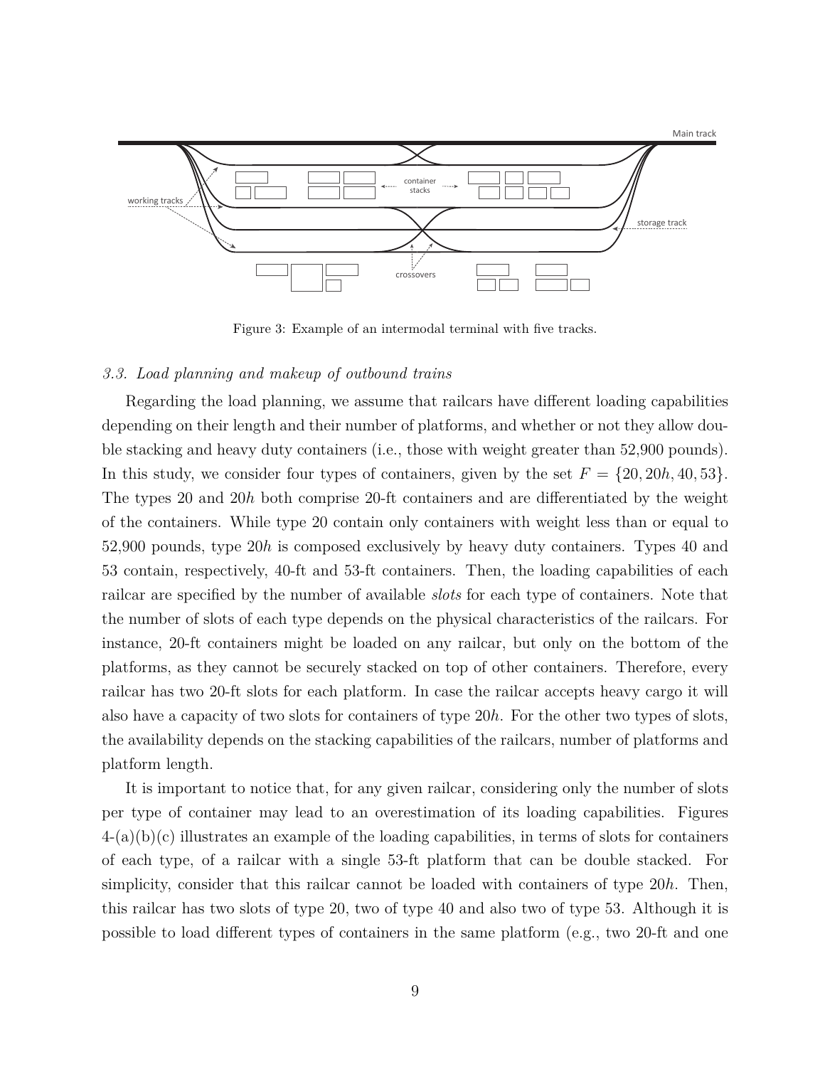Figure 3: Example of an intermodal terminal with five tracks.

### 3.3. Load planning and makeup of outbound trains

Regarding the load planning, we assume that railcars have different loading capabilities depending on their length and their number of platforms, and whether or not they allow double stacking and heavy duty containers (i.e., those with weight greater than 52,900 pounds). In this study, we consider four types of containers, given by the set $F = \{20, 20h, 40, 53\}$. The types 20 and $20h$ both comprise 20-ft containers and are differentiated by the weight of the containers. While type 20 contain only containers with weight less than or equal to 52,900 pounds, type $20h$ is composed exclusively by heavy duty containers. Types 40 and 53 contain, respectively, 40-ft and 53-ft containers. Then, the loading capabilities of each railcar are specified by the number of available *slots* for each type of containers. Note that the number of slots of each type depends on the physical characteristics of the railcars. For instance, 20-ft containers might be loaded on any railcar, but only on the bottom of the platforms, as they cannot be securely stacked on top of other containers. Therefore, every railcar has two 20-ft slots for each platform. In case the railcar accepts heavy cargo it will also have a capacity of two slots for containers of type $20h$. For the other two types of slots, the availability depends on the stacking capabilities of the railcars, number of platforms and platform length.

It is important to notice that, for any given railcar, considering only the number of slots per type of container may lead to an overestimation of its loading capabilities. Figures 4-(a)(b)(c) illustrates an example of the loading capabilities, in terms of slots for containers of each type, of a railcar with a single 53-ft platform that can be double stacked. For simplicity, consider that this railcar cannot be loaded with containers of type $20h$. Then, this railcar has two slots of type 20, two of type 40 and also two of type 53. Although it is possible to load different types of containers in the same platform (e.g., two 20-ft and one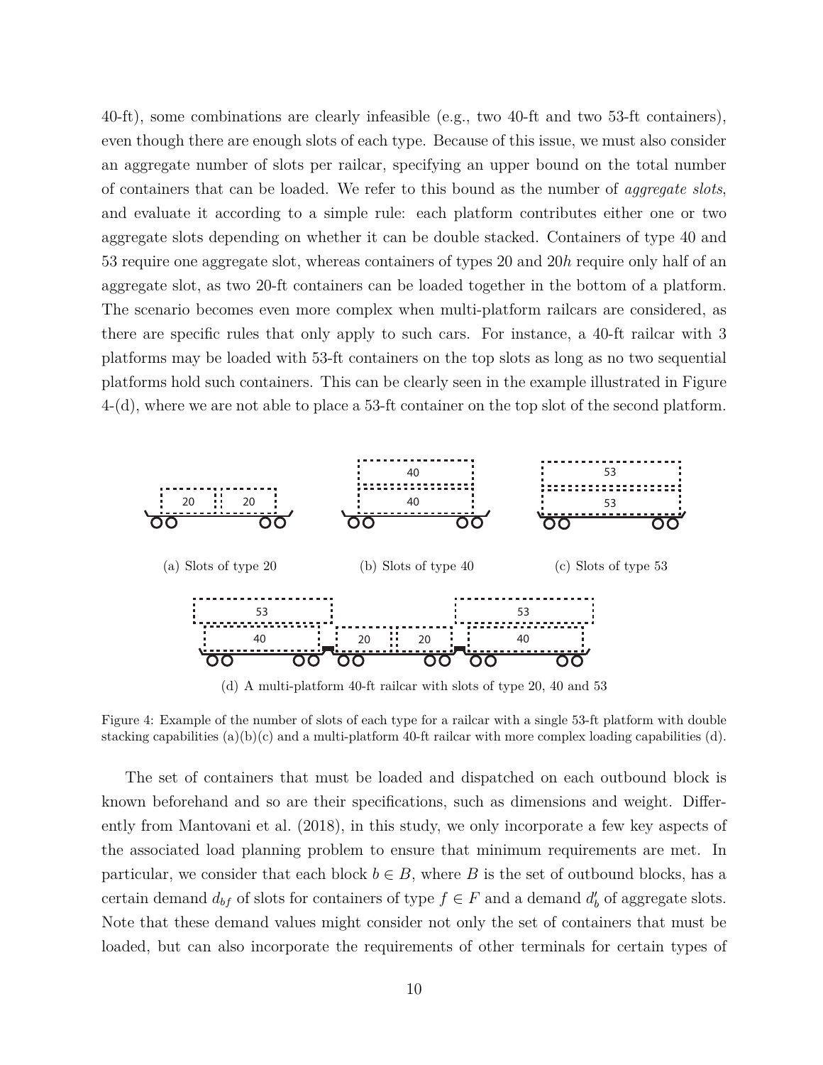40-ft), some combinations are clearly infeasible (e.g., two 40-ft and two 53-ft containers), even though there are enough slots of each type. Because of this issue, we must also consider an aggregate number of slots per railcar, specifying an upper bound on the total number of containers that can be loaded. We refer to this bound as the number of *aggregate slots*, and evaluate it according to a simple rule: each platform contributes either one or two aggregate slots depending on whether it can be double stacked. Containers of type 40 and 53 require one aggregate slot, whereas containers of types 20 and 20$h$ require only half of an aggregate slot, as two 20-ft containers can be loaded together in the bottom of a platform. The scenario becomes even more complex when multi-platform railcars are considered, as there are specific rules that only apply to such cars. For instance, a 40-ft railcar with 3 platforms may be loaded with 53-ft containers on the top slots as long as no two sequential platforms hold such containers. This can be clearly seen in the example illustrated in Figure 4-(d), where we are not able to place a 53-ft container on the top slot of the second platform.

(a) Slots of type 20

(b) Slots of type 40

(c) Slots of type 53

(d) A multi-platform 40-ft railcar with slots of type 20, 40 and 53

Figure 4: Example of the number of slots of each type for a railcar with a single 53-ft platform with double stacking capabilities (a)(b)(c) and a multi-platform 40-ft railcar with more complex loading capabilities (d).

The set of containers that must be loaded and dispatched on each outbound block is known beforehand and so are their specifications, such as dimensions and weight. Differently from Mantovani et al. (2018), in this study, we only incorporate a few key aspects of the associated load planning problem to ensure that minimum requirements are met. In particular, we consider that each block $b \in B$, where $B$ is the set of outbound blocks, has a certain demand $d_{bf}$ of slots for containers of type $f \in F$ and a demand $d'_b$ of aggregate slots. Note that these demand values might consider not only the set of containers that must be loaded, but can also incorporate the requirements of other terminals for certain types of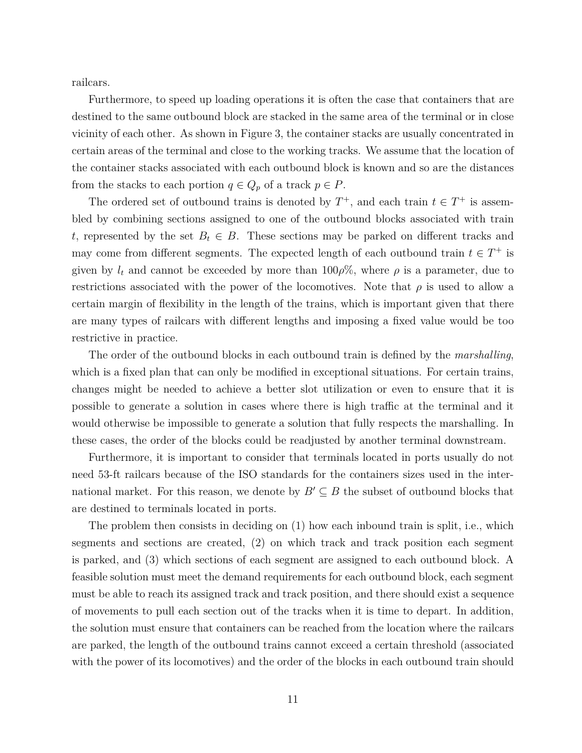railcars.

Furthermore, to speed up loading operations it is often the case that containers that are destined to the same outbound block are stacked in the same area of the terminal or in close vicinity of each other. As shown in Figure 3, the container stacks are usually concentrated in certain areas of the terminal and close to the working tracks. We assume that the location of the container stacks associated with each outbound block is known and so are the distances from the stacks to each portion $q \in Q_p$ of a track $p \in P$.

The ordered set of outbound trains is denoted by $T^+$, and each train $t \in T^+$ is assembled by combining sections assigned to one of the outbound blocks associated with train $t$, represented by the set $B_t \in B$. These sections may be parked on different tracks and may come from different segments. The expected length of each outbound train $t \in T^+$ is given by $l_t$ and cannot be exceeded by more than $100\rho\%$, where $\rho$ is a parameter, due to restrictions associated with the power of the locomotives. Note that $\rho$ is used to allow a certain margin of flexibility in the length of the trains, which is important given that there are many types of railcars with different lengths and imposing a fixed value would be too restrictive in practice.

The order of the outbound blocks in each outbound train is defined by the *marshalling*, which is a fixed plan that can only be modified in exceptional situations. For certain trains, changes might be needed to achieve a better slot utilization or even to ensure that it is possible to generate a solution in cases where there is high traffic at the terminal and it would otherwise be impossible to generate a solution that fully respects the marshalling. In these cases, the order of the blocks could be readjusted by another terminal downstream.

Furthermore, it is important to consider that terminals located in ports usually do not need 53-ft railcars because of the ISO standards for the containers sizes used in the international market. For this reason, we denote by $B' \subseteq B$ the subset of outbound blocks that are destined to terminals located in ports.

The problem then consists in deciding on (1) how each inbound train is split, i.e., which segments and sections are created, (2) on which track and track position each segment is parked, and (3) which sections of each segment are assigned to each outbound block. A feasible solution must meet the demand requirements for each outbound block, each segment must be able to reach its assigned track and track position, and there should exist a sequence of movements to pull each section out of the tracks when it is time to depart. In addition, the solution must ensure that containers can be reached from the location where the railcars are parked, the length of the outbound trains cannot exceed a certain threshold (associated with the power of its locomotives) and the order of the blocks in each outbound train should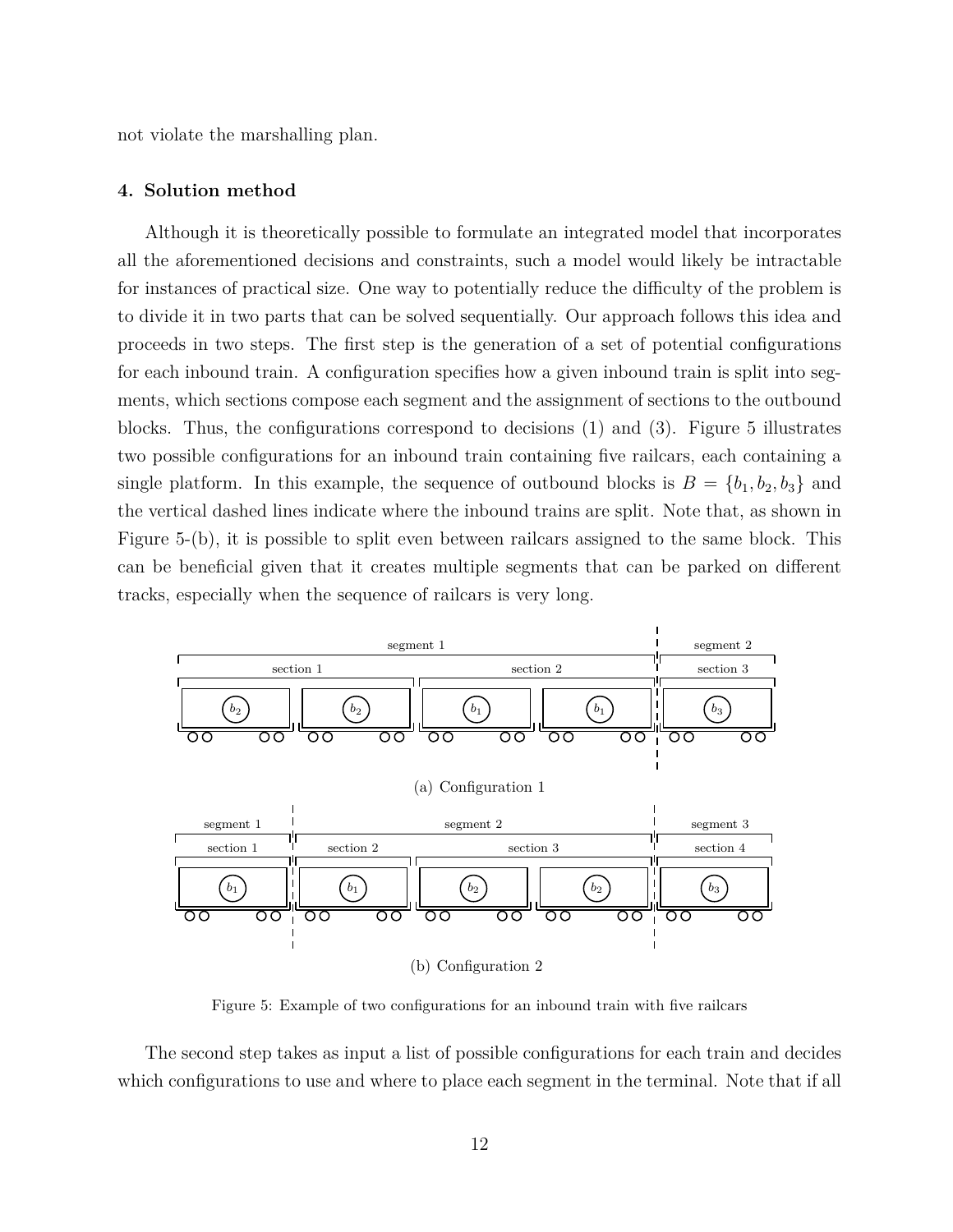not violate the marshalling plan.

### 4. Solution method

Although it is theoretically possible to formulate an integrated model that incorporates all the aforementioned decisions and constraints, such a model would likely be intractable for instances of practical size. One way to potentially reduce the difficulty of the problem is to divide it in two parts that can be solved sequentially. Our approach follows this idea and proceeds in two steps. The first step is the generation of a set of potential configurations for each inbound train. A configuration specifies how a given inbound train is split into segments, which sections compose each segment and the assignment of sections to the outbound blocks. Thus, the configurations correspond to decisions (1) and (3). Figure 5 illustrates two possible configurations for an inbound train containing five railcars, each containing a single platform. In this example, the sequence of outbound blocks is $B = \{b_1, b_2, b_3\}$ and the vertical dashed lines indicate where the inbound trains are split. Note that, as shown in Figure 5-(b), it is possible to split even between railcars assigned to the same block. This can be beneficial given that it creates multiple segments that can be parked on different tracks, especially when the sequence of railcars is very long.

(a) Configuration 1

(b) Configuration 2

Figure 5: Example of two configurations for an inbound train with five railcars

The second step takes as input a list of possible configurations for each train and decides which configurations to use and where to place each segment in the terminal. Note that if all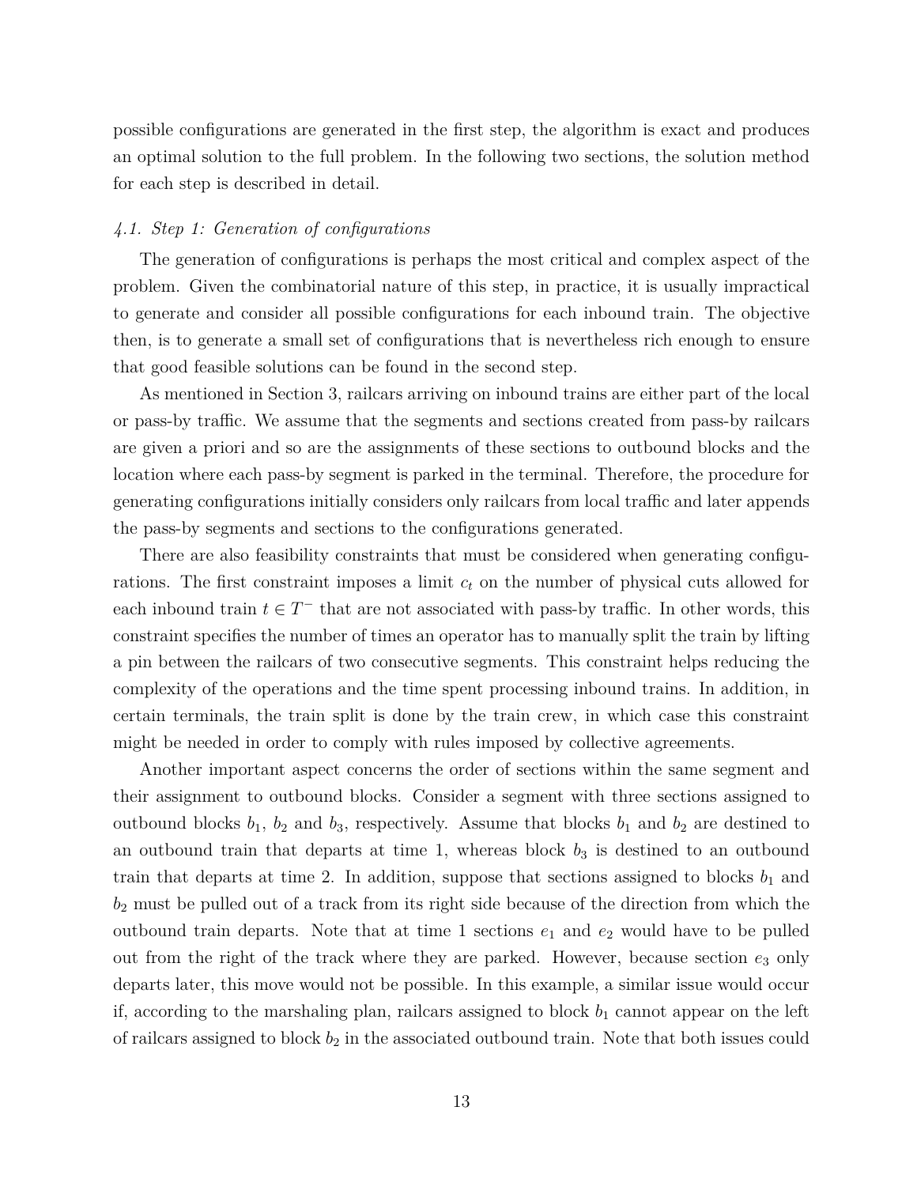possible configurations are generated in the first step, the algorithm is exact and produces an optimal solution to the full problem. In the following two sections, the solution method for each step is described in detail.

### *4.1. Step 1: Generation of configurations*

The generation of configurations is perhaps the most critical and complex aspect of the problem. Given the combinatorial nature of this step, in practice, it is usually impractical to generate and consider all possible configurations for each inbound train. The objective then, is to generate a small set of configurations that is nevertheless rich enough to ensure that good feasible solutions can be found in the second step.

As mentioned in Section 3, railcars arriving on inbound trains are either part of the local or pass-by traffic. We assume that the segments and sections created from pass-by railcars are given a priori and so are the assignments of these sections to outbound blocks and the location where each pass-by segment is parked in the terminal. Therefore, the procedure for generating configurations initially considers only railcars from local traffic and later appends the pass-by segments and sections to the configurations generated.

There are also feasibility constraints that must be considered when generating configurations. The first constraint imposes a limit $c_t$ on the number of physical cuts allowed for each inbound train $t \in T^-$ that are not associated with pass-by traffic. In other words, this constraint specifies the number of times an operator has to manually split the train by lifting a pin between the railcars of two consecutive segments. This constraint helps reducing the complexity of the operations and the time spent processing inbound trains. In addition, in certain terminals, the train split is done by the train crew, in which case this constraint might be needed in order to comply with rules imposed by collective agreements.

Another important aspect concerns the order of sections within the same segment and their assignment to outbound blocks. Consider a segment with three sections assigned to outbound blocks $b_1$, $b_2$ and $b_3$, respectively. Assume that blocks $b_1$ and $b_2$ are destined to an outbound train that departs at time 1, whereas block $b_3$ is destined to an outbound train that departs at time 2. In addition, suppose that sections assigned to blocks $b_1$ and $b_2$ must be pulled out of a track from its right side because of the direction from which the outbound train departs. Note that at time 1 sections $e_1$ and $e_2$ would have to be pulled out from the right of the track where they are parked. However, because section $e_3$ only departs later, this move would not be possible. In this example, a similar issue would occur if, according to the marshaling plan, railcars assigned to block $b_1$ cannot appear on the left of railcars assigned to block $b_2$ in the associated outbound train. Note that both issues could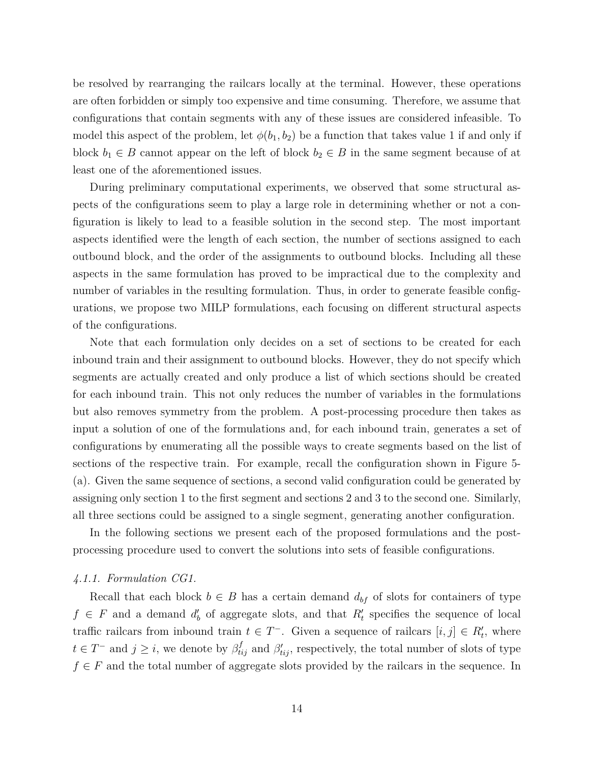be resolved by rearranging the railcars locally at the terminal. However, these operations are often forbidden or simply too expensive and time consuming. Therefore, we assume that configurations that contain segments with any of these issues are considered infeasible. To model this aspect of the problem, let $\phi(b_1, b_2)$ be a function that takes value 1 if and only if block $b_1 \in B$ cannot appear on the left of block $b_2 \in B$ in the same segment because of at least one of the aforementioned issues.

During preliminary computational experiments, we observed that some structural aspects of the configurations seem to play a large role in determining whether or not a configuration is likely to lead to a feasible solution in the second step. The most important aspects identified were the length of each section, the number of sections assigned to each outbound block, and the order of the assignments to outbound blocks. Including all these aspects in the same formulation has proved to be impractical due to the complexity and number of variables in the resulting formulation. Thus, in order to generate feasible configurations, we propose two MILP formulations, each focusing on different structural aspects of the configurations.

Note that each formulation only decides on a set of sections to be created for each inbound train and their assignment to outbound blocks. However, they do not specify which segments are actually created and only produce a list of which sections should be created for each inbound train. This not only reduces the number of variables in the formulations but also removes symmetry from the problem. A post-processing procedure then takes as input a solution of one of the formulations and, for each inbound train, generates a set of configurations by enumerating all the possible ways to create segments based on the list of sections of the respective train. For example, recall the configuration shown in Figure 5-(a). Given the same sequence of sections, a second valid configuration could be generated by assigning only section 1 to the first segment and sections 2 and 3 to the second one. Similarly, all three sections could be assigned to a single segment, generating another configuration.

In the following sections we present each of the proposed formulations and the post-processing procedure used to convert the solutions into sets of feasible configurations.

*4.1.1. Formulation CG1.*

Recall that each block $b \in B$ has a certain demand $d_{bf}$ of slots for containers of type $f \in F$ and a demand $d'_b$ of aggregate slots, and that $R'_t$ specifies the sequence of local traffic railcars from inbound train $t \in T^-$. Given a sequence of railcars $[i, j] \in R'_t$, where $t \in T^-$ and $j \geq i$, we denote by $\beta^f_{tij}$ and $\beta'_{tij}$, respectively, the total number of slots of type $f \in F$ and the total number of aggregate slots provided by the railcars in the sequence. In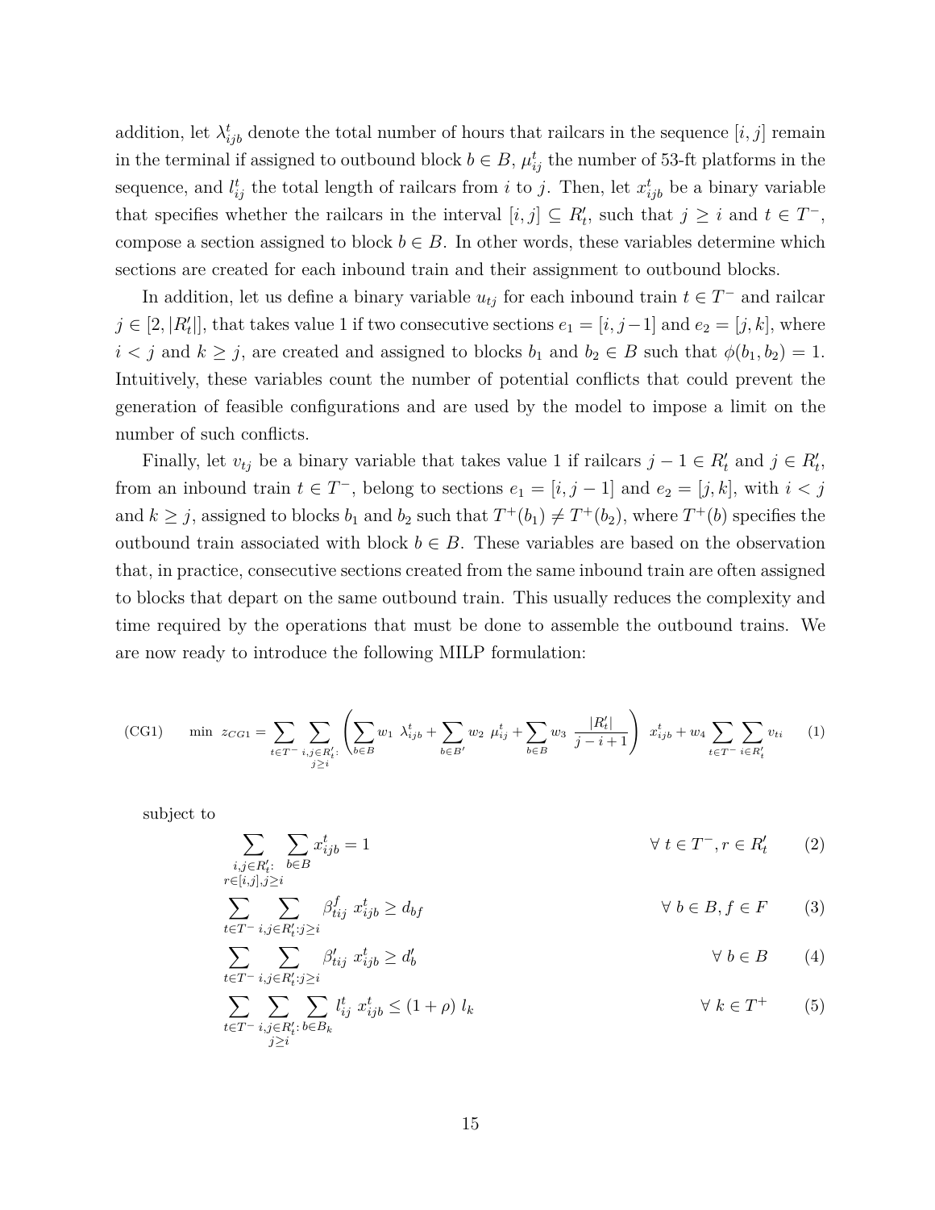addition, let $\lambda^t_{ijb}$ denote the total number of hours that railcars in the sequence $[i,j]$ remain in the terminal if assigned to outbound block $b \in B$, $\mu^t_{ij}$ the number of 53-ft platforms in the sequence, and $l^t_{ij}$ the total length of railcars from $i$ to $j$. Then, let $x^t_{ijb}$ be a binary variable that specifies whether the railcars in the interval $[i,j] \subseteq R'_t$, such that $j \geq i$ and $t \in T^-$, compose a section assigned to block $b \in B$. In other words, these variables determine which sections are created for each inbound train and their assignment to outbound blocks.

In addition, let us define a binary variable $u_{tj}$ for each inbound train $t \in T^-$ and railcar $j \in [2, |R'_t|]$, that takes value 1 if two consecutive sections $e_1 = [i, j-1]$ and $e_2 = [j,k]$, where $i < j$ and $k \geq j$, are created and assigned to blocks $b_1$ and $b_2 \in B$ such that $\phi(b_1, b_2) = 1$. Intuitively, these variables count the number of potential conflicts that could prevent the generation of feasible configurations and are used by the model to impose a limit on the number of such conflicts.

Finally, let $v_{tj}$ be a binary variable that takes value 1 if railcars $j-1 \in R'_t$ and $j \in R'_t$, from an inbound train $t \in T^-$, belong to sections $e_1 = [i, j-1]$ and $e_2 = [j,k]$, with $i < j$ and $k \geq j$, assigned to blocks $b_1$ and $b_2$ such that $T^+(b_1) \neq T^+(b_2)$, where $T^+(b)$ specifies the outbound train associated with block $b \in B$. These variables are based on the observation that, in practice, consecutive sections created from the same inbound train are often assigned to blocks that depart on the same outbound train. This usually reduces the complexity and time required by the operations that must be done to assemble the outbound trains. We are now ready to introduce the following MILP formulation:

$$\text{(CG1)} \quad \min\ z_{CG1} = \sum_{t \in T^-} \sum_{\substack{i,j \in R'_t: \\ j \geq i}} \left( \sum_{b \in B} w_1\ \lambda^t_{ijb} + \sum_{b \in B'} w_2\ \mu^t_{ij} + \sum_{b \in B} w_3\ \frac{|R'_t|}{j-i+1} \right) x^t_{ijb} + w_4 \sum_{t \in T^-} \sum_{i \in R'_t} v_{ti} \tag{1}$$

subject to

$$\sum_{\substack{i,j \in R'_t: \\ r \in [i,j], j \geq i}} \sum_{b \in B} x^t_{ijb} = 1 \qquad \forall\ t \in T^-, r \in R'_t \tag{2}$$

$$\sum_{t \in T^-} \sum_{i,j \in R'_t: j \geq i} \beta^f_{tij}\ x^t_{ijb} \geq d_{bf} \qquad \forall\ b \in B, f \in F \tag{3}$$

$$\sum_{t \in T^-} \sum_{i,j \in R'_t: j \geq i} \beta'_{tij}\ x^t_{ijb} \geq d'_b \qquad \forall\ b \in B \tag{4}$$

$$\sum_{t \in T^-} \sum_{\substack{i,j \in R'_t: \\ j \geq i}} \sum_{b \in B_k} l^t_{ij}\ x^t_{ijb} \leq (1+\rho)\ l_k \qquad \forall\ k \in T^+ \tag{5}$$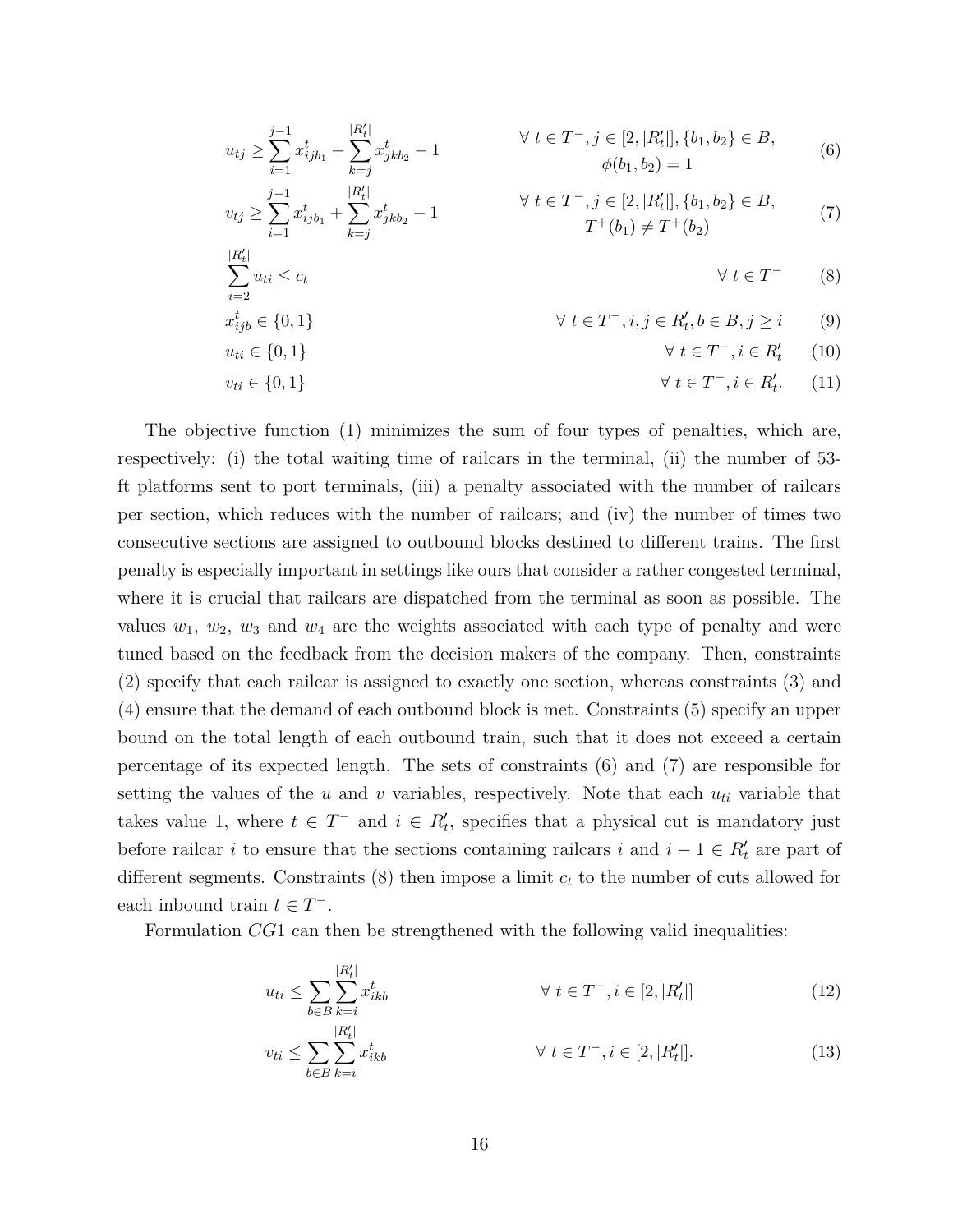$$u_{tj} \geq \sum_{i=1}^{j-1} x_{ijb_1}^t + \sum_{k=j}^{|R'_t|} x_{jkb_2}^t - 1 \qquad \forall\ t \in T^-, j \in [2, |R'_t|], \{b_1, b_2\} \in B, \ \phi(b_1, b_2) = 1 \tag{6}$$

$$v_{tj} \geq \sum_{i=1}^{j-1} x_{ijb_1}^t + \sum_{k=j}^{|R'_t|} x_{jkb_2}^t - 1 \qquad \forall\ t \in T^-, j \in [2, |R'_t|], \{b_1, b_2\} \in B, \ T^+(b_1) \neq T^+(b_2) \tag{7}$$

$$\sum_{i=2}^{|R'_t|} u_{ti} \leq c_t \qquad \forall\ t \in T^- \tag{8}$$

$$x_{ijb}^t \in \{0, 1\} \qquad \forall\ t \in T^-, i, j \in R'_t, b \in B, j \geq i \tag{9}$$

$$u_{ti} \in \{0, 1\} \qquad \forall\ t \in T^-, i \in R'_t \tag{10}$$

$$v_{ti} \in \{0, 1\} \qquad \forall\ t \in T^-, i \in R'_t. \tag{11}$$

The objective function (1) minimizes the sum of four types of penalties, which are, respectively: (i) the total waiting time of railcars in the terminal, (ii) the number of 53-ft platforms sent to port terminals, (iii) a penalty associated with the number of railcars per section, which reduces with the number of railcars; and (iv) the number of times two consecutive sections are assigned to outbound blocks destined to different trains. The first penalty is especially important in settings like ours that consider a rather congested terminal, where it is crucial that railcars are dispatched from the terminal as soon as possible. The values $w_1$, $w_2$, $w_3$ and $w_4$ are the weights associated with each type of penalty and were tuned based on the feedback from the decision makers of the company. Then, constraints (2) specify that each railcar is assigned to exactly one section, whereas constraints (3) and (4) ensure that the demand of each outbound block is met. Constraints (5) specify an upper bound on the total length of each outbound train, such that it does not exceed a certain percentage of its expected length. The sets of constraints (6) and (7) are responsible for setting the values of the $u$ and $v$ variables, respectively. Note that each $u_{ti}$ variable that takes value 1, where $t \in T^-$ and $i \in R'_t$, specifies that a physical cut is mandatory just before railcar $i$ to ensure that the sections containing railcars $i$ and $i - 1 \in R'_t$ are part of different segments. Constraints (8) then impose a limit $c_t$ to the number of cuts allowed for each inbound train $t \in T^-$.

Formulation $CG1$ can then be strengthened with the following valid inequalities:

$$u_{ti} \leq \sum_{b \in B} \sum_{k=i}^{|R'_t|} x_{ikb}^t \qquad \forall\ t \in T^-, i \in [2, |R'_t|] \tag{12}$$

$$v_{ti} \leq \sum_{b \in B} \sum_{k=i}^{|R'_t|} x_{ikb}^t \qquad \forall\ t \in T^-, i \in [2, |R'_t|]. \tag{13}$$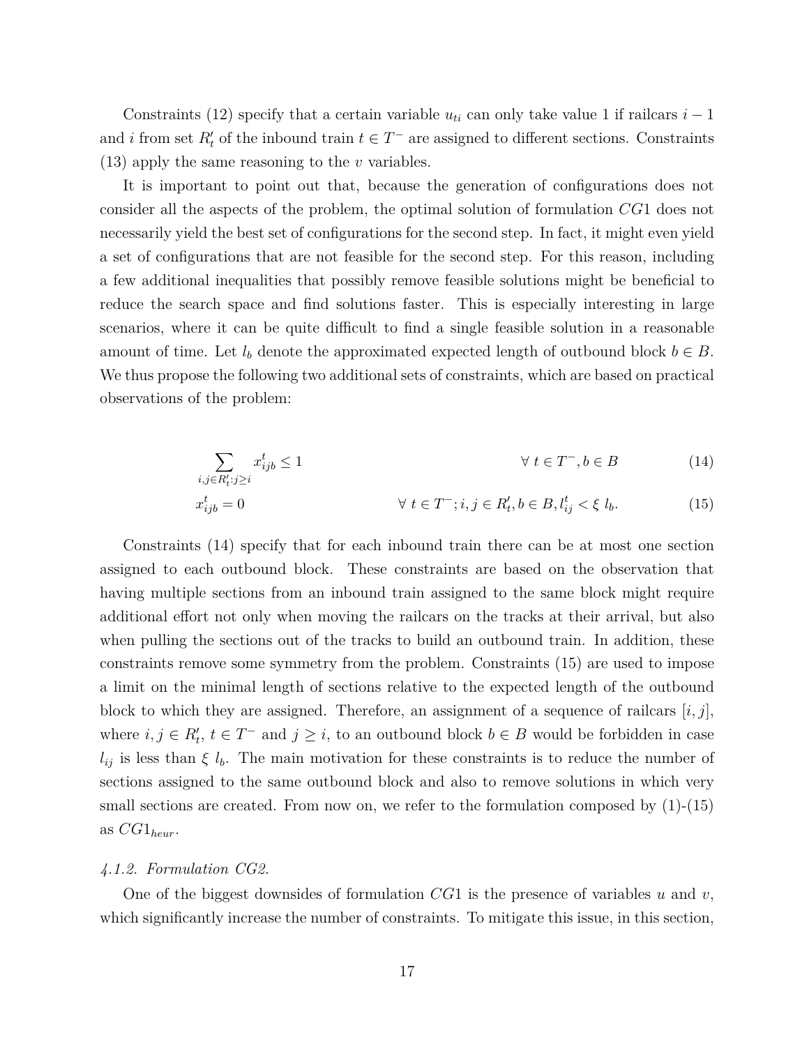Constraints (12) specify that a certain variable $u_{ti}$ can only take value 1 if railcars $i-1$ and $i$ from set $R'_t$ of the inbound train $t \in T^-$ are assigned to different sections. Constraints (13) apply the same reasoning to the $v$ variables.

It is important to point out that, because the generation of configurations does not consider all the aspects of the problem, the optimal solution of formulation $CG1$ does not necessarily yield the best set of configurations for the second step. In fact, it might even yield a set of configurations that are not feasible for the second step. For this reason, including a few additional inequalities that possibly remove feasible solutions might be beneficial to reduce the search space and find solutions faster. This is especially interesting in large scenarios, where it can be quite difficult to find a single feasible solution in a reasonable amount of time. Let $l_b$ denote the approximated expected length of outbound block $b \in B$. We thus propose the following two additional sets of constraints, which are based on practical observations of the problem:

$$\sum_{i,j \in R'_t : j \geq i} x^t_{ijb} \leq 1 \qquad \forall\ t \in T^-, b \in B \tag{14}$$

$$x^t_{ijb} = 0 \qquad \forall\ t \in T^-; i, j \in R'_t, b \in B, l^t_{ij} < \xi\ l_b. \tag{15}$$

Constraints (14) specify that for each inbound train there can be at most one section assigned to each outbound block. These constraints are based on the observation that having multiple sections from an inbound train assigned to the same block might require additional effort not only when moving the railcars on the tracks at their arrival, but also when pulling the sections out of the tracks to build an outbound train. In addition, these constraints remove some symmetry from the problem. Constraints (15) are used to impose a limit on the minimal length of sections relative to the expected length of the outbound block to which they are assigned. Therefore, an assignment of a sequence of railcars $[i, j]$, where $i, j \in R'_t$, $t \in T^-$ and $j \geq i$, to an outbound block $b \in B$ would be forbidden in case $l_{ij}$ is less than $\xi\ l_b$. The main motivation for these constraints is to reduce the number of sections assigned to the same outbound block and also to remove solutions in which very small sections are created. From now on, we refer to the formulation composed by (1)-(15) as $CG1_{heur}$.

#### *4.1.2. Formulation CG2.*

One of the biggest downsides of formulation $CG1$ is the presence of variables $u$ and $v$, which significantly increase the number of constraints. To mitigate this issue, in this section,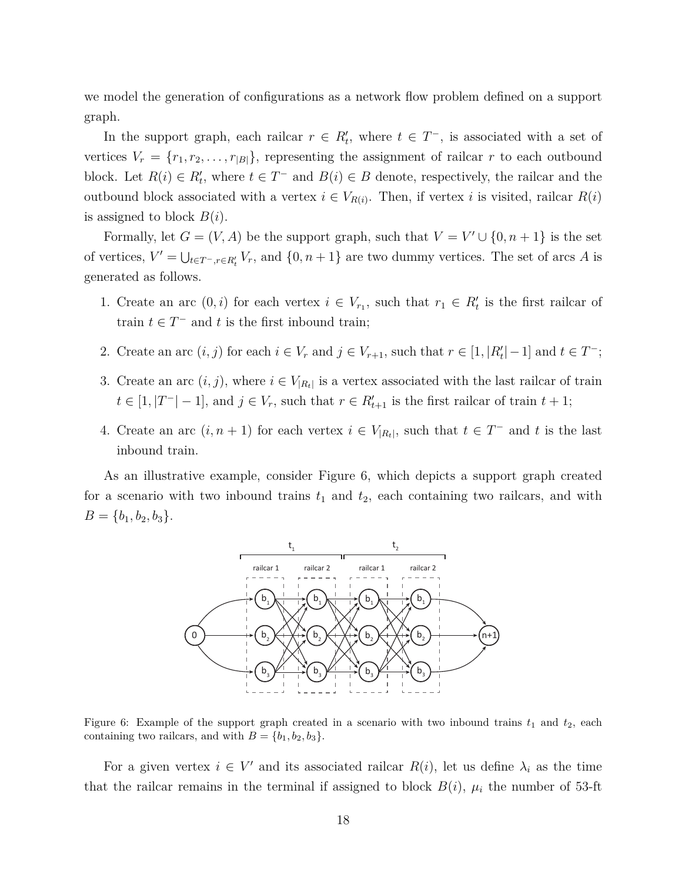we model the generation of configurations as a network flow problem defined on a support graph.

In the support graph, each railcar $r \in R'_t$, where $t \in T^-$, is associated with a set of vertices $V_r = \{r_1, r_2, \ldots, r_{|B|}\}$, representing the assignment of railcar $r$ to each outbound block. Let $R(i) \in R'_t$, where $t \in T^-$ and $B(i) \in B$ denote, respectively, the railcar and the outbound block associated with a vertex $i \in V_{R(i)}$. Then, if vertex $i$ is visited, railcar $R(i)$ is assigned to block $B(i)$.

Formally, let $G = (V, A)$ be the support graph, such that $V = V' \cup \{0, n+1\}$ is the set of vertices, $V' = \bigcup_{t \in T^-, r \in R'_t} V_r$, and $\{0, n+1\}$ are two dummy vertices. The set of arcs $A$ is generated as follows.

1. Create an arc $(0, i)$ for each vertex $i \in V_{r_1}$, such that $r_1 \in R'_t$ is the first railcar of train $t \in T^-$ and $t$ is the first inbound train;
2. Create an arc $(i, j)$ for each $i \in V_r$ and $j \in V_{r+1}$, such that $r \in [1, |R'_t| - 1]$ and $t \in T^-$;
3. Create an arc $(i, j)$, where $i \in V_{|R_t|}$ is a vertex associated with the last railcar of train $t \in [1, |T^-| - 1]$, and $j \in V_r$, such that $r \in R'_{t+1}$ is the first railcar of train $t+1$;
4. Create an arc $(i, n+1)$ for each vertex $i \in V_{|R_t|}$, such that $t \in T^-$ and $t$ is the last inbound train.

As an illustrative example, consider Figure 6, which depicts a support graph created for a scenario with two inbound trains $t_1$ and $t_2$, each containing two railcars, and with $B = \{b_1, b_2, b_3\}$.

Figure 6: Example of the support graph created in a scenario with two inbound trains $t_1$ and $t_2$, each containing two railcars, and with $B = \{b_1, b_2, b_3\}$.

For a given vertex $i \in V'$ and its associated railcar $R(i)$, let us define $\lambda_i$ as the time that the railcar remains in the terminal if assigned to block $B(i)$, $\mu_i$ the number of 53-ft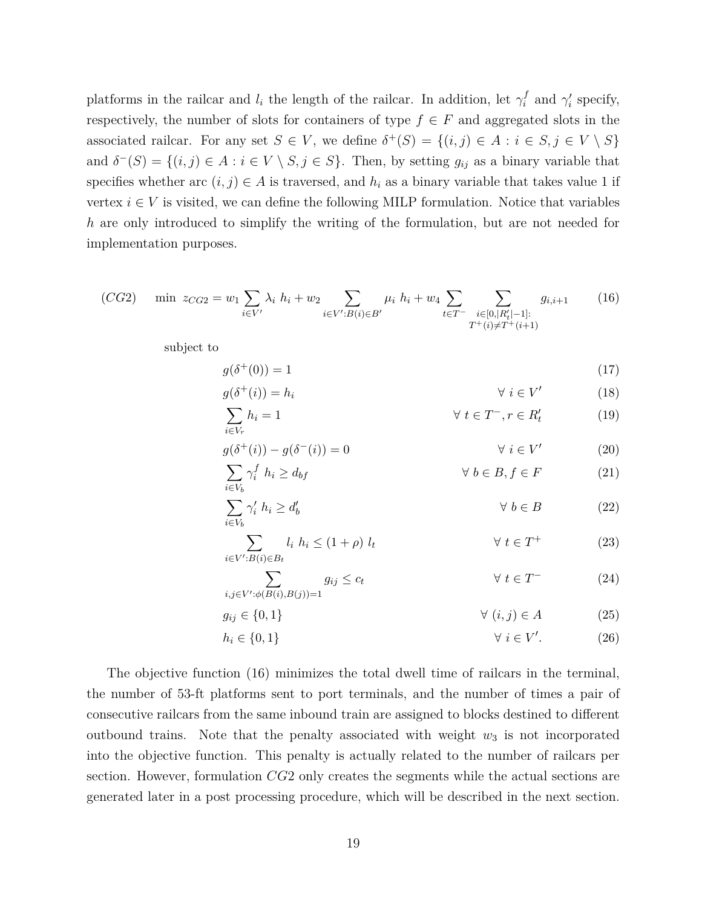platforms in the railcar and $l_i$ the length of the railcar. In addition, let $\gamma_i^f$ and $\gamma_i'$ specify, respectively, the number of slots for containers of type $f \in F$ and aggregated slots in the associated railcar. For any set $S \in V$, we define $\delta^+(S) = \{(i,j) \in A : i \in S, j \in V \setminus S\}$ and $\delta^-(S) = \{(i,j) \in A : i \in V \setminus S, j \in S\}$. Then, by setting $g_{ij}$ as a binary variable that specifies whether arc $(i,j) \in A$ is traversed, and $h_i$ as a binary variable that takes value 1 if vertex $i \in V$ is visited, we can define the following MILP formulation. Notice that variables $h$ are only introduced to simplify the writing of the formulation, but are not needed for implementation purposes.

$$(CG2) \quad \min \ z_{CG2} = w_1 \sum_{i \in V'} \lambda_i \ h_i + w_2 \sum_{i \in V' : B(i) \in B'} \mu_i \ h_i + w_4 \sum_{t \in T^-} \sum_{\substack{i \in [0, |R_t'|-1]: \\ T^+(i) \neq T^+(i+1)}} g_{i,i+1} \tag{16}$$

subject to

$$g(\delta^+(0)) = 1 \tag{17}$$

$$g(\delta^+(i)) = h_i \qquad \forall \ i \in V' \tag{18}$$

$$\sum_{i \in V_r} h_i = 1 \qquad \forall \ t \in T^-, r \in R_t' \tag{19}$$

$$g(\delta^+(i)) - g(\delta^-(i)) = 0 \qquad \forall \ i \in V' \tag{20}$$

$$\sum_{i \in V_b} \gamma_i^f \ h_i \geq d_{bf} \qquad \forall \ b \in B, f \in F \tag{21}$$

$$\sum_{i \in V_b} \gamma_i' \ h_i \geq d_b' \qquad \forall \ b \in B \tag{22}$$

$$\sum_{i \in V' : B(i) \in B_t} l_i \ h_i \leq (1 + \rho) \ l_t \qquad \forall \ t \in T^+ \tag{23}$$

$$\sum_{i,j \in V' : \phi(B(i), B(j)) = 1} g_{ij} \leq c_t \qquad \forall \ t \in T^- \tag{24}$$

$$g_{ij} \in \{0,1\} \qquad \forall \ (i,j) \in A \tag{25}$$

$$h_i \in \{0,1\} \qquad \forall \ i \in V'. \tag{26}$$

The objective function (16) minimizes the total dwell time of railcars in the terminal, the number of 53-ft platforms sent to port terminals, and the number of times a pair of consecutive railcars from the same inbound train are assigned to blocks destined to different outbound trains. Note that the penalty associated with weight $w_3$ is not incorporated into the objective function. This penalty is actually related to the number of railcars per section. However, formulation $CG2$ only creates the segments while the actual sections are generated later in a post processing procedure, which will be described in the next section.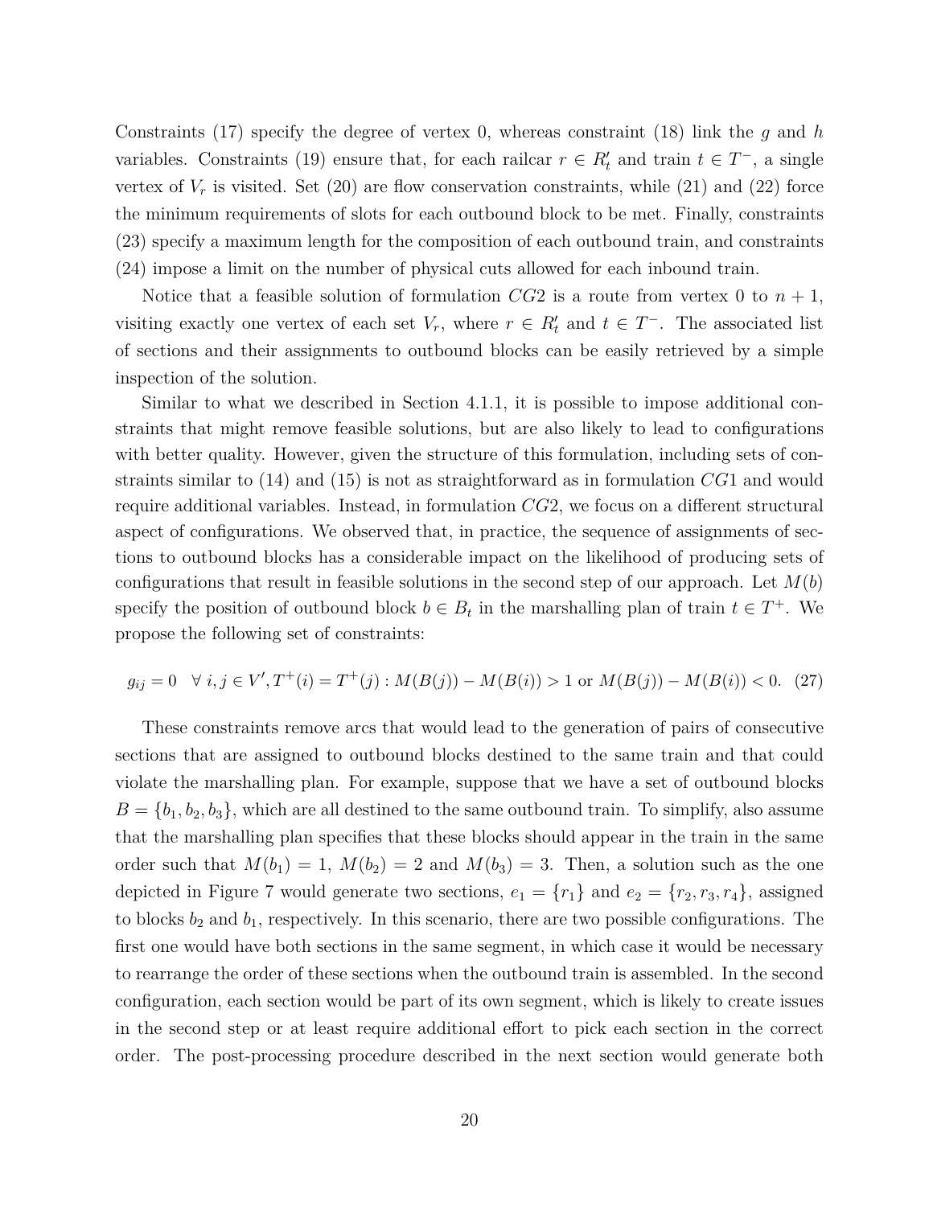Constraints (17) specify the degree of vertex 0, whereas constraint (18) link the $g$ and $h$ variables. Constraints (19) ensure that, for each railcar $r \in R'_t$ and train $t \in T^-$, a single vertex of $V_r$ is visited. Set (20) are flow conservation constraints, while (21) and (22) force the minimum requirements of slots for each outbound block to be met. Finally, constraints (23) specify a maximum length for the composition of each outbound train, and constraints (24) impose a limit on the number of physical cuts allowed for each inbound train.

Notice that a feasible solution of formulation $CG2$ is a route from vertex 0 to $n+1$, visiting exactly one vertex of each set $V_r$, where $r \in R'_t$ and $t \in T^-$. The associated list of sections and their assignments to outbound blocks can be easily retrieved by a simple inspection of the solution.

Similar to what we described in Section 4.1.1, it is possible to impose additional constraints that might remove feasible solutions, but are also likely to lead to configurations with better quality. However, given the structure of this formulation, including sets of constraints similar to (14) and (15) is not as straightforward as in formulation $CG1$ and would require additional variables. Instead, in formulation $CG2$, we focus on a different structural aspect of configurations. We observed that, in practice, the sequence of assignments of sections to outbound blocks has a considerable impact on the likelihood of producing sets of configurations that result in feasible solutions in the second step of our approach. Let $M(b)$ specify the position of outbound block $b \in B_t$ in the marshalling plan of train $t \in T^+$. We propose the following set of constraints:

$$g_{ij} = 0 \quad \forall\, i, j \in V', T^+(i) = T^+(j) : M(B(j)) - M(B(i)) > 1 \text{ or } M(B(j)) - M(B(i)) < 0. \quad (27)$$

These constraints remove arcs that would lead to the generation of pairs of consecutive sections that are assigned to outbound blocks destined to the same train and that could violate the marshalling plan. For example, suppose that we have a set of outbound blocks $B = \{b_1, b_2, b_3\}$, which are all destined to the same outbound train. To simplify, also assume that the marshalling plan specifies that these blocks should appear in the train in the same order such that $M(b_1) = 1$, $M(b_2) = 2$ and $M(b_3) = 3$. Then, a solution such as the one depicted in Figure 7 would generate two sections, $e_1 = \{r_1\}$ and $e_2 = \{r_2, r_3, r_4\}$, assigned to blocks $b_2$ and $b_1$, respectively. In this scenario, there are two possible configurations. The first one would have both sections in the same segment, in which case it would be necessary to rearrange the order of these sections when the outbound train is assembled. In the second configuration, each section would be part of its own segment, which is likely to create issues in the second step or at least require additional effort to pick each section in the correct order. The post-processing procedure described in the next section would generate both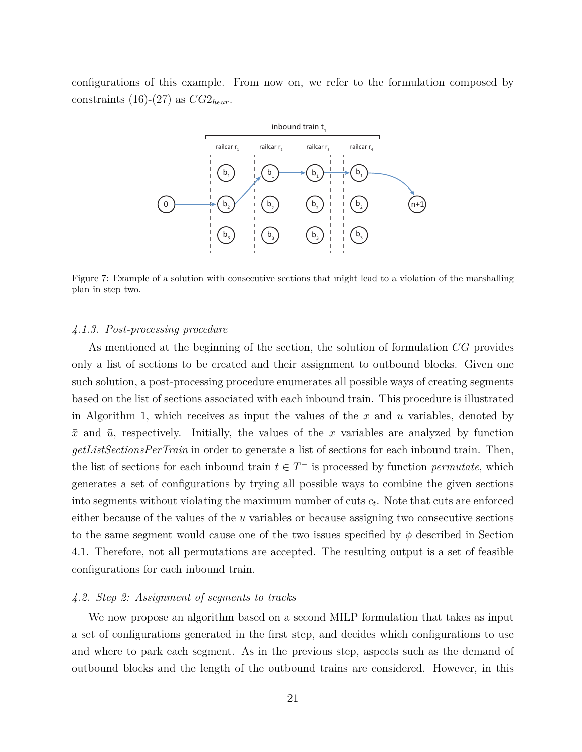configurations of this example. From now on, we refer to the formulation composed by constraints (16)-(27) as $CG2_{heur}$.

Figure 7: Example of a solution with consecutive sections that might lead to a violation of the marshalling plan in step two.

#### *4.1.3. Post-processing procedure*

As mentioned at the beginning of the section, the solution of formulation $CG$ provides only a list of sections to be created and their assignment to outbound blocks. Given one such solution, a post-processing procedure enumerates all possible ways of creating segments based on the list of sections associated with each inbound train. This procedure is illustrated in Algorithm 1, which receives as input the values of the $x$ and $u$ variables, denoted by $\bar{x}$ and $\bar{u}$, respectively. Initially, the values of the $x$ variables are analyzed by function *getListSectionsPerTrain* in order to generate a list of sections for each inbound train. Then, the list of sections for each inbound train $t \in T^-$ is processed by function *permutate*, which generates a set of configurations by trying all possible ways to combine the given sections into segments without violating the maximum number of cuts $c_t$. Note that cuts are enforced either because of the values of the $u$ variables or because assigning two consecutive sections to the same segment would cause one of the two issues specified by $\phi$ described in Section 4.1. Therefore, not all permutations are accepted. The resulting output is a set of feasible configurations for each inbound train.

### *4.2. Step 2: Assignment of segments to tracks*

We now propose an algorithm based on a second MILP formulation that takes as input a set of configurations generated in the first step, and decides which configurations to use and where to park each segment. As in the previous step, aspects such as the demand of outbound blocks and the length of the outbound trains are considered. However, in this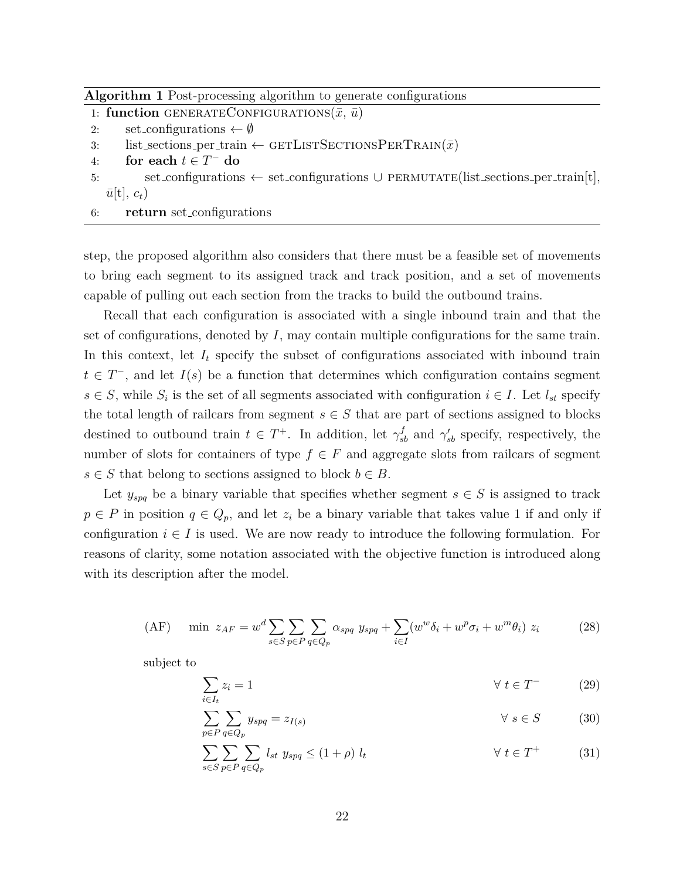**Algorithm 1** Post-processing algorithm to generate configurations

```
1: function GENERATECONFIGURATIONS(x̄, ū)
2:     set_configurations ← ∅
3:     list_sections_per_train ← GETLISTSECTIONSPERTRAIN(x̄)
4:     for each t ∈ T⁻ do
5:         set_configurations ← set_configurations ∪ PERMUTATE(list_sections_per_train[t], ū[t], c_t)
6:     return set_configurations
```

step, the proposed algorithm also considers that there must be a feasible set of movements to bring each segment to its assigned track and track position, and a set of movements capable of pulling out each section from the tracks to build the outbound trains.

Recall that each configuration is associated with a single inbound train and that the set of configurations, denoted by $I$, may contain multiple configurations for the same train. In this context, let $I_t$ specify the subset of configurations associated with inbound train $t \in T^-$, and let $I(s)$ be a function that determines which configuration contains segment $s \in S$, while $S_i$ is the set of all segments associated with configuration $i \in I$. Let $l_{st}$ specify the total length of railcars from segment $s \in S$ that are part of sections assigned to blocks destined to outbound train $t \in T^+$. In addition, let $\gamma_{sb}^f$ and $\gamma'_{sb}$ specify, respectively, the number of slots for containers of type $f \in F$ and aggregate slots from railcars of segment $s \in S$ that belong to sections assigned to block $b \in B$.

Let $y_{spq}$ be a binary variable that specifies whether segment $s \in S$ is assigned to track $p \in P$ in position $q \in Q_p$, and let $z_i$ be a binary variable that takes value 1 if and only if configuration $i \in I$ is used. We are now ready to introduce the following formulation. For reasons of clarity, some notation associated with the objective function is introduced along with its description after the model.

$$\text{(AF)} \quad \min \ z_{AF} = w^d \sum_{s \in S} \sum_{p \in P} \sum_{q \in Q_p} \alpha_{spq} \ y_{spq} + \sum_{i \in I} (w^w \delta_i + w^p \sigma_i + w^m \theta_i) \ z_i \tag{28}$$

subject to

$$\sum_{i \in I_t} z_i = 1 \qquad \forall \ t \in T^- \tag{29}$$

$$\sum_{p \in P} \sum_{q \in Q_p} y_{spq} = z_{I(s)} \qquad \forall \ s \in S \tag{30}$$

$$\sum_{s \in S} \sum_{p \in P} \sum_{q \in Q_p} l_{st} \ y_{spq} \leq (1 + \rho) \ l_t \qquad \forall \ t \in T^+ \tag{31}$$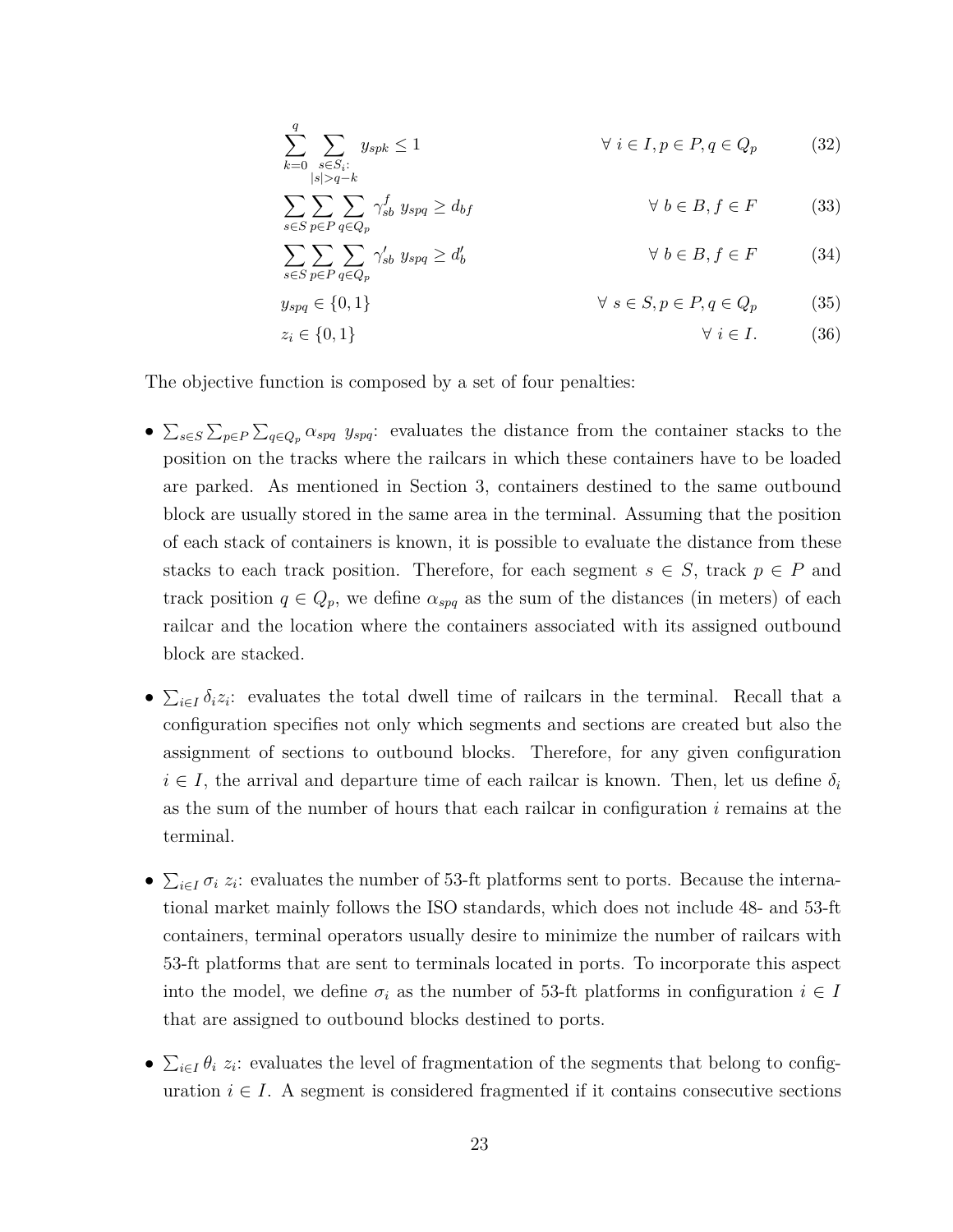$$\sum_{k=0}^{q} \sum_{\substack{s \in S_i: \\ |s| > q-k}} y_{spk} \leq 1 \qquad \forall\, i \in I, p \in P, q \in Q_p \tag{32}$$

$$\sum_{s \in S} \sum_{p \in P} \sum_{q \in Q_p} \gamma_{sb}^{f}\ y_{spq} \geq d_{bf} \qquad \forall\, b \in B, f \in F \tag{33}$$

$$\sum_{s \in S} \sum_{p \in P} \sum_{q \in Q_p} \gamma_{sb}'\ y_{spq} \geq d_b' \qquad \forall\, b \in B, f \in F \tag{34}$$

$$y_{spq} \in \{0, 1\} \qquad \forall\, s \in S, p \in P, q \in Q_p \tag{35}$$

$$z_i \in \{0, 1\} \qquad \forall\, i \in I. \tag{36}$$

The objective function is composed by a set of four penalties:

- $\sum_{s \in S} \sum_{p \in P} \sum_{q \in Q_p} \alpha_{spq}\ y_{spq}$: evaluates the distance from the container stacks to the position on the tracks where the railcars in which these containers have to be loaded are parked. As mentioned in Section 3, containers destined to the same outbound block are usually stored in the same area in the terminal. Assuming that the position of each stack of containers is known, it is possible to evaluate the distance from these stacks to each track position. Therefore, for each segment $s \in S$, track $p \in P$ and track position $q \in Q_p$, we define $\alpha_{spq}$ as the sum of the distances (in meters) of each railcar and the location where the containers associated with its assigned outbound block are stacked.

- $\sum_{i \in I} \delta_i z_i$: evaluates the total dwell time of railcars in the terminal. Recall that a configuration specifies not only which segments and sections are created but also the assignment of sections to outbound blocks. Therefore, for any given configuration $i \in I$, the arrival and departure time of each railcar is known. Then, let us define $\delta_i$ as the sum of the number of hours that each railcar in configuration $i$ remains at the terminal.

- $\sum_{i \in I} \sigma_i\ z_i$: evaluates the number of 53-ft platforms sent to ports. Because the international market mainly follows the ISO standards, which does not include 48- and 53-ft containers, terminal operators usually desire to minimize the number of railcars with 53-ft platforms that are sent to terminals located in ports. To incorporate this aspect into the model, we define $\sigma_i$ as the number of 53-ft platforms in configuration $i \in I$ that are assigned to outbound blocks destined to ports.

- $\sum_{i \in I} \theta_i\ z_i$: evaluates the level of fragmentation of the segments that belong to configuration $i \in I$. A segment is considered fragmented if it contains consecutive sections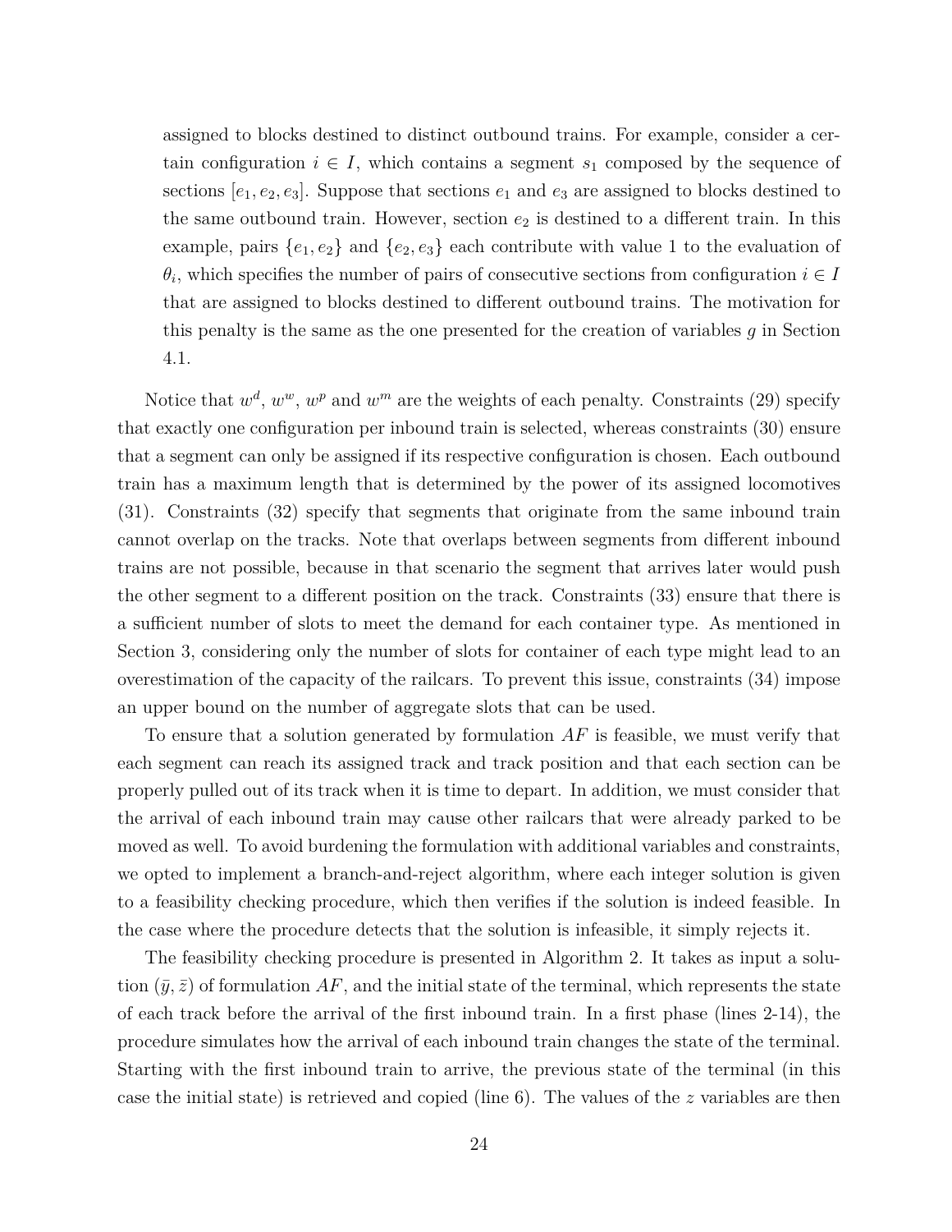assigned to blocks destined to distinct outbound trains. For example, consider a certain configuration $i \in I$, which contains a segment $s_1$ composed by the sequence of sections $[e_1, e_2, e_3]$. Suppose that sections $e_1$ and $e_3$ are assigned to blocks destined to the same outbound train. However, section $e_2$ is destined to a different train. In this example, pairs $\{e_1, e_2\}$ and $\{e_2, e_3\}$ each contribute with value 1 to the evaluation of $\theta_i$, which specifies the number of pairs of consecutive sections from configuration $i \in I$ that are assigned to blocks destined to different outbound trains. The motivation for this penalty is the same as the one presented for the creation of variables $g$ in Section 4.1.

Notice that $w^d$, $w^w$, $w^p$ and $w^m$ are the weights of each penalty. Constraints (29) specify that exactly one configuration per inbound train is selected, whereas constraints (30) ensure that a segment can only be assigned if its respective configuration is chosen. Each outbound train has a maximum length that is determined by the power of its assigned locomotives (31). Constraints (32) specify that segments that originate from the same inbound train cannot overlap on the tracks. Note that overlaps between segments from different inbound trains are not possible, because in that scenario the segment that arrives later would push the other segment to a different position on the track. Constraints (33) ensure that there is a sufficient number of slots to meet the demand for each container type. As mentioned in Section 3, considering only the number of slots for container of each type might lead to an overestimation of the capacity of the railcars. To prevent this issue, constraints (34) impose an upper bound on the number of aggregate slots that can be used.

To ensure that a solution generated by formulation $AF$ is feasible, we must verify that each segment can reach its assigned track and track position and that each section can be properly pulled out of its track when it is time to depart. In addition, we must consider that the arrival of each inbound train may cause other railcars that were already parked to be moved as well. To avoid burdening the formulation with additional variables and constraints, we opted to implement a branch-and-reject algorithm, where each integer solution is given to a feasibility checking procedure, which then verifies if the solution is indeed feasible. In the case where the procedure detects that the solution is infeasible, it simply rejects it.

The feasibility checking procedure is presented in Algorithm 2. It takes as input a solution $(\bar{y}, \bar{z})$ of formulation $AF$, and the initial state of the terminal, which represents the state of each track before the arrival of the first inbound train. In a first phase (lines 2-14), the procedure simulates how the arrival of each inbound train changes the state of the terminal. Starting with the first inbound train to arrive, the previous state of the terminal (in this case the initial state) is retrieved and copied (line 6). The values of the $z$ variables are then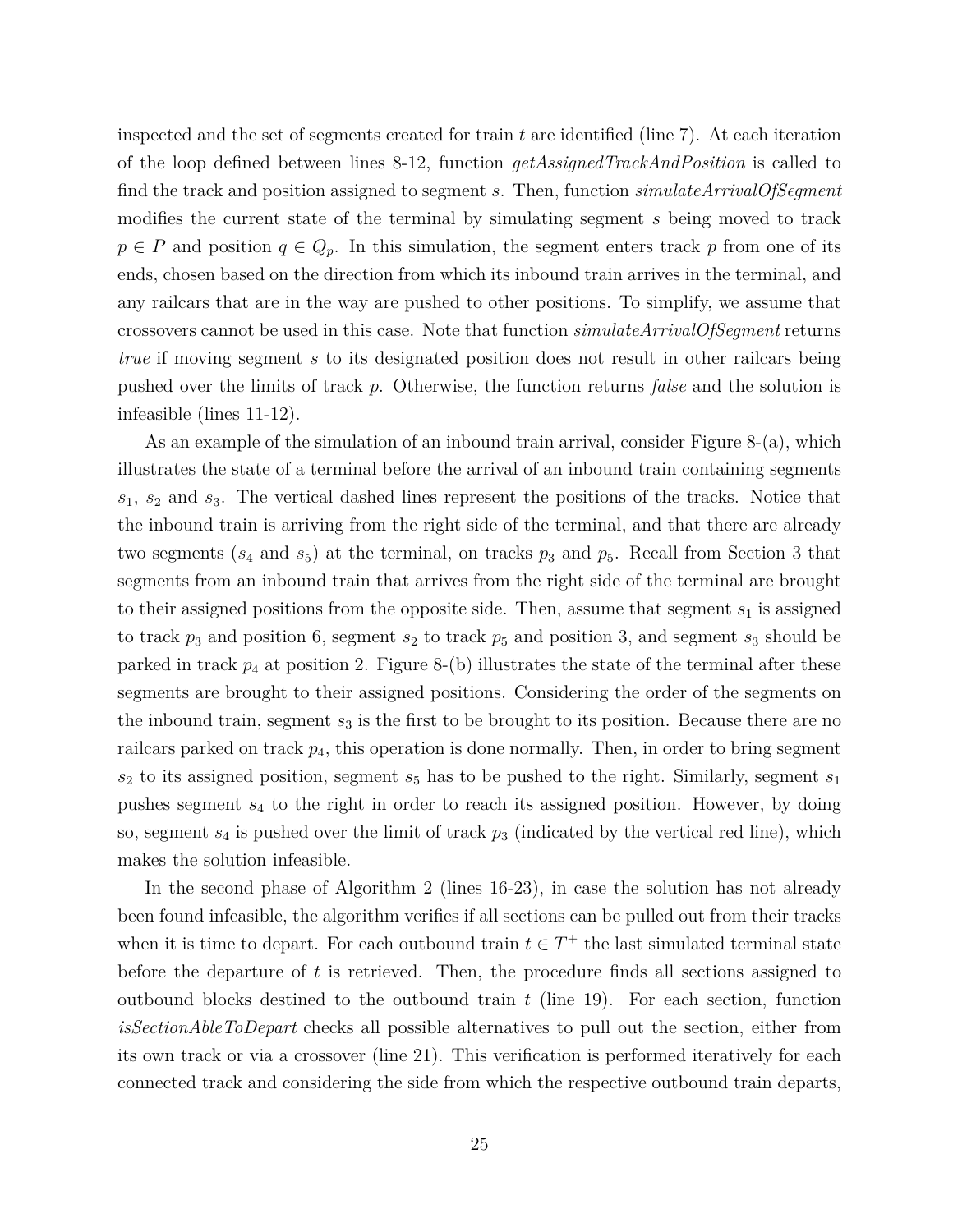inspected and the set of segments created for train $t$ are identified (line 7). At each iteration of the loop defined between lines 8-12, function *getAssignedTrackAndPosition* is called to find the track and position assigned to segment $s$. Then, function *simulateArrivalOfSegment* modifies the current state of the terminal by simulating segment $s$ being moved to track $p \in P$ and position $q \in Q_p$. In this simulation, the segment enters track $p$ from one of its ends, chosen based on the direction from which its inbound train arrives in the terminal, and any railcars that are in the way are pushed to other positions. To simplify, we assume that crossovers cannot be used in this case. Note that function *simulateArrivalOfSegment* returns *true* if moving segment $s$ to its designated position does not result in other railcars being pushed over the limits of track $p$. Otherwise, the function returns *false* and the solution is infeasible (lines 11-12).

As an example of the simulation of an inbound train arrival, consider Figure 8-(a), which illustrates the state of a terminal before the arrival of an inbound train containing segments $s_1$, $s_2$ and $s_3$. The vertical dashed lines represent the positions of the tracks. Notice that the inbound train is arriving from the right side of the terminal, and that there are already two segments ($s_4$ and $s_5$) at the terminal, on tracks $p_3$ and $p_5$. Recall from Section 3 that segments from an inbound train that arrives from the right side of the terminal are brought to their assigned positions from the opposite side. Then, assume that segment $s_1$ is assigned to track $p_3$ and position 6, segment $s_2$ to track $p_5$ and position 3, and segment $s_3$ should be parked in track $p_4$ at position 2. Figure 8-(b) illustrates the state of the terminal after these segments are brought to their assigned positions. Considering the order of the segments on the inbound train, segment $s_3$ is the first to be brought to its position. Because there are no railcars parked on track $p_4$, this operation is done normally. Then, in order to bring segment $s_2$ to its assigned position, segment $s_5$ has to be pushed to the right. Similarly, segment $s_1$ pushes segment $s_4$ to the right in order to reach its assigned position. However, by doing so, segment $s_4$ is pushed over the limit of track $p_3$ (indicated by the vertical red line), which makes the solution infeasible.

In the second phase of Algorithm 2 (lines 16-23), in case the solution has not already been found infeasible, the algorithm verifies if all sections can be pulled out from their tracks when it is time to depart. For each outbound train $t \in T^+$ the last simulated terminal state before the departure of $t$ is retrieved. Then, the procedure finds all sections assigned to outbound blocks destined to the outbound train $t$ (line 19). For each section, function *isSectionAbleToDepart* checks all possible alternatives to pull out the section, either from its own track or via a crossover (line 21). This verification is performed iteratively for each connected track and considering the side from which the respective outbound train departs,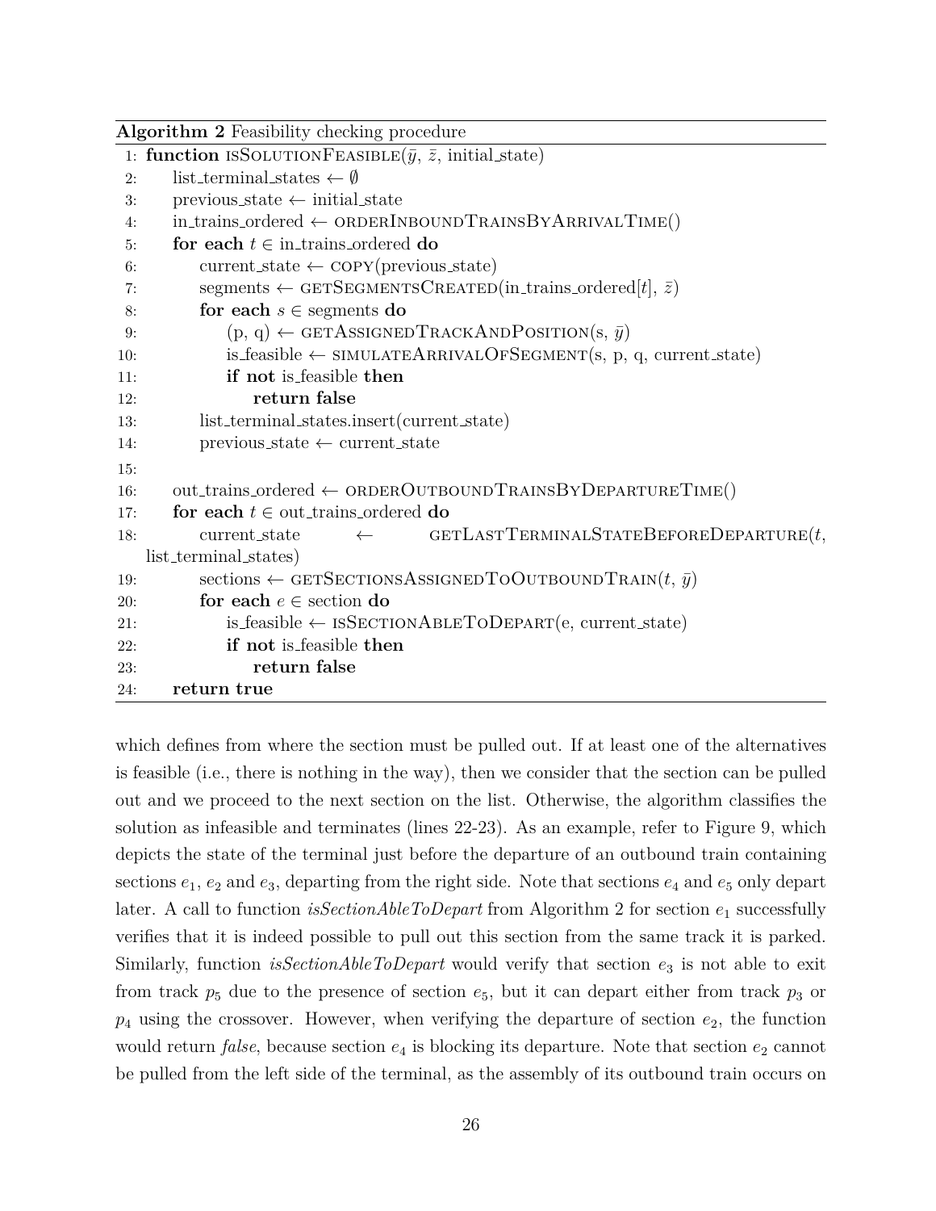**Algorithm 2** Feasibility checking procedure

```
1:  function isSolutionFeasible(ȳ, z̄, initial_state)
2:      list_terminal_states ← ∅
3:      previous_state ← initial_state
4:      in_trains_ordered ← orderInboundTrainsByArrivalTime()
5:      for each t ∈ in_trains_ordered do
6:          current_state ← copy(previous_state)
7:          segments ← getSegmentsCreated(in_trains_ordered[t], z̄)
8:          for each s ∈ segments do
9:              (p, q) ← getAssignedTrackAndPosition(s, ȳ)
10:             is_feasible ← simulateArrivalOfSegment(s, p, q, current_state)
11:             if not is_feasible then
12:                 return false
13:         list_terminal_states.insert(current_state)
14:         previous_state ← current_state
15:
16:     out_trains_ordered ← orderOutboundTrainsByDepartureTime()
17:     for each t ∈ out_trains_ordered do
18:         current_state ← getLastTerminalStateBeforeDeparture(t, list_terminal_states)
19:         sections ← getSectionsAssignedToOutboundTrain(t, ȳ)
20:         for each e ∈ section do
21:             is_feasible ← isSectionAbleToDepart(e, current_state)
22:             if not is_feasible then
23:                 return false
24:     return true
```

which defines from where the section must be pulled out. If at least one of the alternatives is feasible (i.e., there is nothing in the way), then we consider that the section can be pulled out and we proceed to the next section on the list. Otherwise, the algorithm classifies the solution as infeasible and terminates (lines 22-23). As an example, refer to Figure 9, which depicts the state of the terminal just before the departure of an outbound train containing sections $e_1$, $e_2$ and $e_3$, departing from the right side. Note that sections $e_4$ and $e_5$ only depart later. A call to function *isSectionAbleToDepart* from Algorithm 2 for section $e_1$ successfully verifies that it is indeed possible to pull out this section from the same track it is parked. Similarly, function *isSectionAbleToDepart* would verify that section $e_3$ is not able to exit from track $p_5$ due to the presence of section $e_5$, but it can depart either from track $p_3$ or $p_4$ using the crossover. However, when verifying the departure of section $e_2$, the function would return *false*, because section $e_4$ is blocking its departure. Note that section $e_2$ cannot be pulled from the left side of the terminal, as the assembly of its outbound train occurs on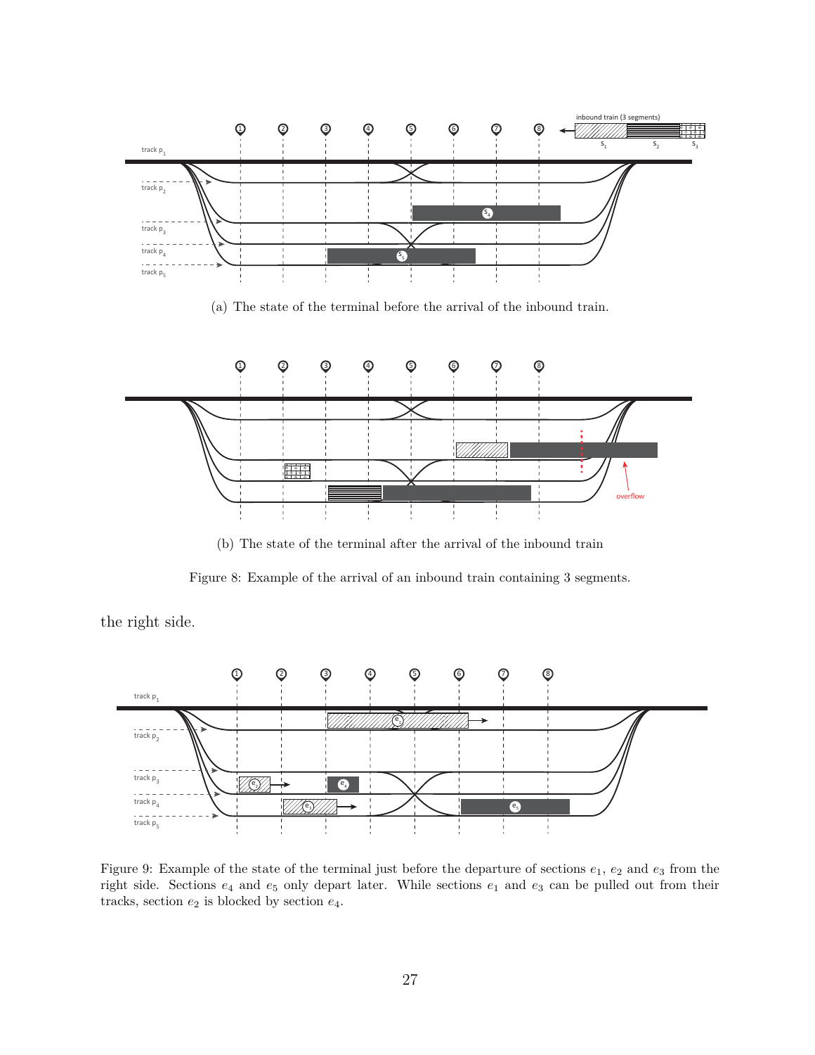(a) The state of the terminal before the arrival of the inbound train.

(b) The state of the terminal after the arrival of the inbound train

Figure 8: Example of the arrival of an inbound train containing 3 segments.

the right side.

Figure 9: Example of the state of the terminal just before the departure of sections $e_1$, $e_2$ and $e_3$ from the right side. Sections $e_4$ and $e_5$ only depart later. While sections $e_1$ and $e_3$ can be pulled out from their tracks, section $e_2$ is blocked by section $e_4$.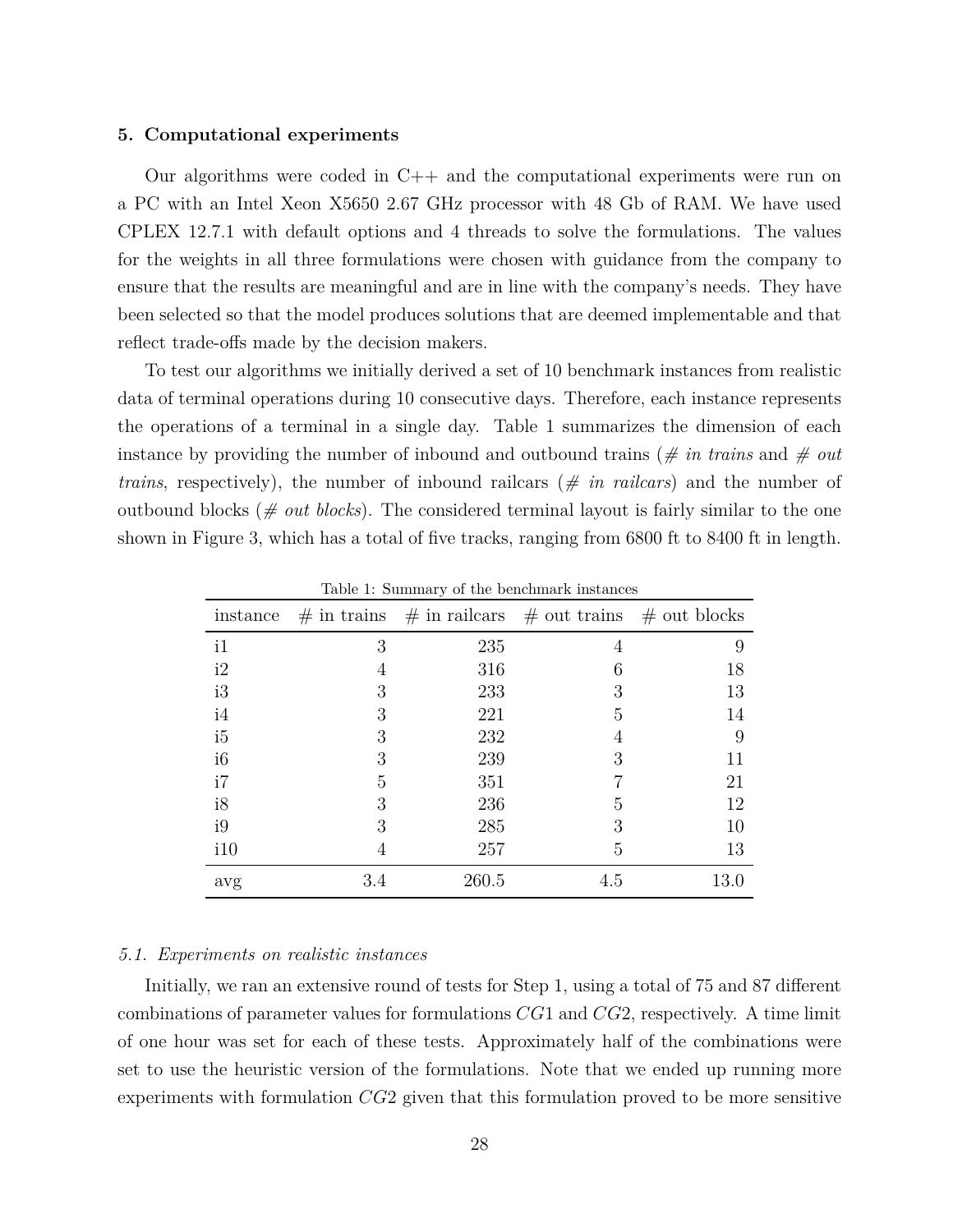## 5. Computational experiments

Our algorithms were coded in C++ and the computational experiments were run on a PC with an Intel Xeon X5650 2.67 GHz processor with 48 Gb of RAM. We have used CPLEX 12.7.1 with default options and 4 threads to solve the formulations. The values for the weights in all three formulations were chosen with guidance from the company to ensure that the results are meaningful and are in line with the company's needs. They have been selected so that the model produces solutions that are deemed implementable and that reflect trade-offs made by the decision makers.

To test our algorithms we initially derived a set of 10 benchmark instances from realistic data of terminal operations during 10 consecutive days. Therefore, each instance represents the operations of a terminal in a single day. Table 1 summarizes the dimension of each instance by providing the number of inbound and outbound trains (*# in trains* and *# out trains*, respectively), the number of inbound railcars (*# in railcars*) and the number of outbound blocks (*# out blocks*). The considered terminal layout is fairly similar to the one shown in Figure 3, which has a total of five tracks, ranging from 6800 ft to 8400 ft in length.

Table 1: Summary of the benchmark instances

| instance | # in trains | # in railcars | # out trains | # out blocks |
|---|---|---|---|---|
| i1 | 3 | 235 | 4 | 9 |
| i2 | 4 | 316 | 6 | 18 |
| i3 | 3 | 233 | 3 | 13 |
| i4 | 3 | 221 | 5 | 14 |
| i5 | 3 | 232 | 4 | 9 |
| i6 | 3 | 239 | 3 | 11 |
| i7 | 5 | 351 | 7 | 21 |
| i8 | 3 | 236 | 5 | 12 |
| i9 | 3 | 285 | 3 | 10 |
| i10 | 4 | 257 | 5 | 13 |
| avg | 3.4 | 260.5 | 4.5 | 13.0 |

### 5.1. Experiments on realistic instances

Initially, we ran an extensive round of tests for Step 1, using a total of 75 and 87 different combinations of parameter values for formulations $CG1$ and $CG2$, respectively. A time limit of one hour was set for each of these tests. Approximately half of the combinations were set to use the heuristic version of the formulations. Note that we ended up running more experiments with formulation $CG2$ given that this formulation proved to be more sensitive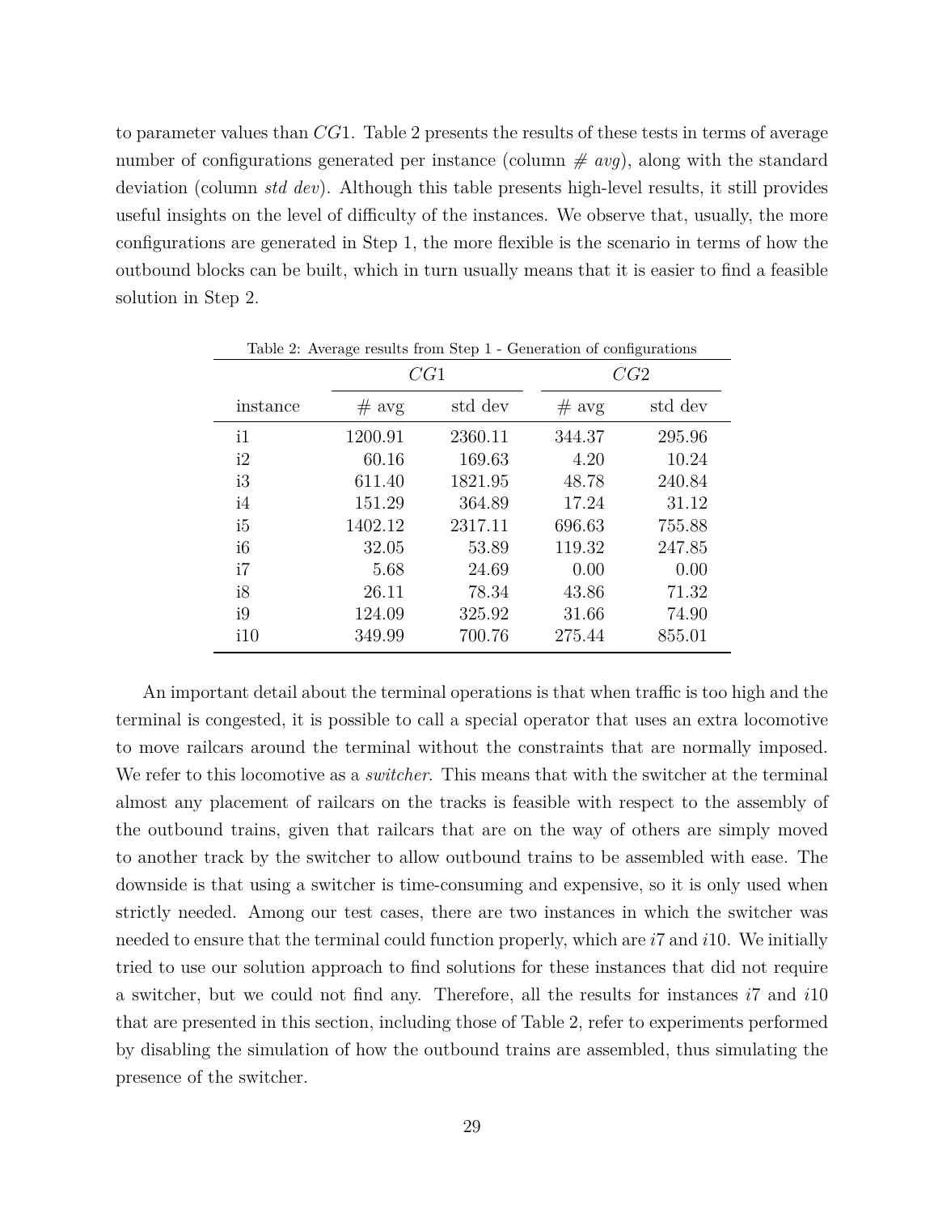to parameter values than $CG1$. Table 2 presents the results of these tests in terms of average number of configurations generated per instance (column *# avg*), along with the standard deviation (column *std dev*). Although this table presents high-level results, it still provides useful insights on the level of difficulty of the instances. We observe that, usually, the more configurations are generated in Step 1, the more flexible is the scenario in terms of how the outbound blocks can be built, which in turn usually means that it is easier to find a feasible solution in Step 2.

Table 2: Average results from Step 1 - Generation of configurations

| | $CG1$ | | $CG2$ | |
|---|---|---|---|---|
| instance | # avg | std dev | # avg | std dev |
| i1 | 1200.91 | 2360.11 | 344.37 | 295.96 |
| i2 | 60.16 | 169.63 | 4.20 | 10.24 |
| i3 | 611.40 | 1821.95 | 48.78 | 240.84 |
| i4 | 151.29 | 364.89 | 17.24 | 31.12 |
| i5 | 1402.12 | 2317.11 | 696.63 | 755.88 |
| i6 | 32.05 | 53.89 | 119.32 | 247.85 |
| i7 | 5.68 | 24.69 | 0.00 | 0.00 |
| i8 | 26.11 | 78.34 | 43.86 | 71.32 |
| i9 | 124.09 | 325.92 | 31.66 | 74.90 |
| i10 | 349.99 | 700.76 | 275.44 | 855.01 |

An important detail about the terminal operations is that when traffic is too high and the terminal is congested, it is possible to call a special operator that uses an extra locomotive to move railcars around the terminal without the constraints that are normally imposed. We refer to this locomotive as a *switcher*. This means that with the switcher at the terminal almost any placement of railcars on the tracks is feasible with respect to the assembly of the outbound trains, given that railcars that are on the way of others are simply moved to another track by the switcher to allow outbound trains to be assembled with ease. The downside is that using a switcher is time-consuming and expensive, so it is only used when strictly needed. Among our test cases, there are two instances in which the switcher was needed to ensure that the terminal could function properly, which are $i7$ and $i10$. We initially tried to use our solution approach to find solutions for these instances that did not require a switcher, but we could not find any. Therefore, all the results for instances $i7$ and $i10$ that are presented in this section, including those of Table 2, refer to experiments performed by disabling the simulation of how the outbound trains are assembled, thus simulating the presence of the switcher.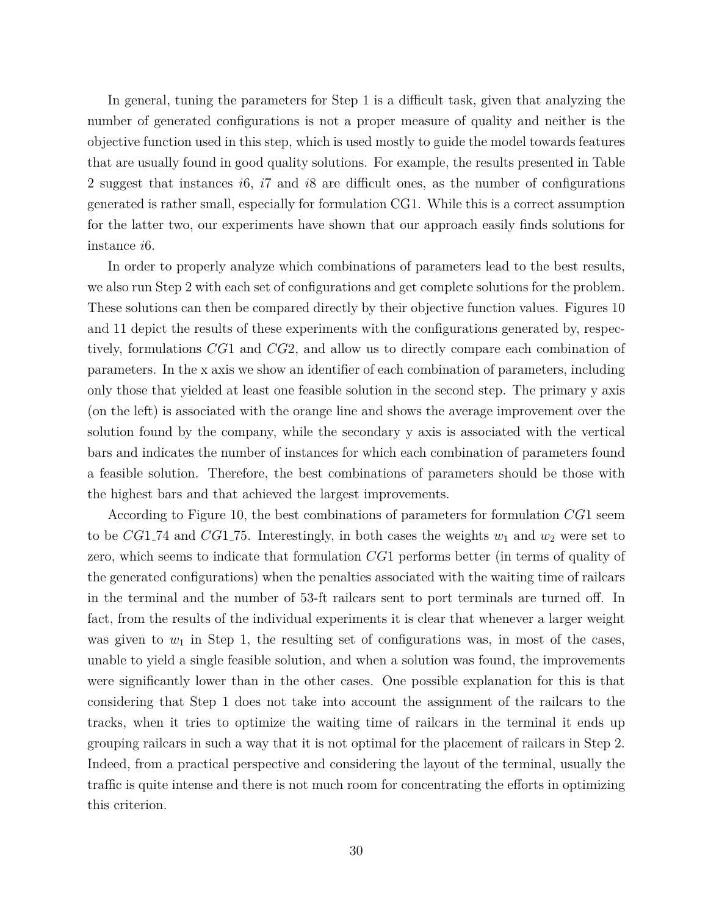In general, tuning the parameters for Step 1 is a difficult task, given that analyzing the number of generated configurations is not a proper measure of quality and neither is the objective function used in this step, which is used mostly to guide the model towards features that are usually found in good quality solutions. For example, the results presented in Table 2 suggest that instances $i6$, $i7$ and $i8$ are difficult ones, as the number of configurations generated is rather small, especially for formulation CG1. While this is a correct assumption for the latter two, our experiments have shown that our approach easily finds solutions for instance $i6$.

In order to properly analyze which combinations of parameters lead to the best results, we also run Step 2 with each set of configurations and get complete solutions for the problem. These solutions can then be compared directly by their objective function values. Figures 10 and 11 depict the results of these experiments with the configurations generated by, respectively, formulations $CG1$ and $CG2$, and allow us to directly compare each combination of parameters. In the x axis we show an identifier of each combination of parameters, including only those that yielded at least one feasible solution in the second step. The primary y axis (on the left) is associated with the orange line and shows the average improvement over the solution found by the company, while the secondary y axis is associated with the vertical bars and indicates the number of instances for which each combination of parameters found a feasible solution. Therefore, the best combinations of parameters should be those with the highest bars and that achieved the largest improvements.

According to Figure 10, the best combinations of parameters for formulation $CG1$ seem to be $CG1\_74$ and $CG1\_75$. Interestingly, in both cases the weights $w_1$ and $w_2$ were set to zero, which seems to indicate that formulation $CG1$ performs better (in terms of quality of the generated configurations) when the penalties associated with the waiting time of railcars in the terminal and the number of 53-ft railcars sent to port terminals are turned off. In fact, from the results of the individual experiments it is clear that whenever a larger weight was given to $w_1$ in Step 1, the resulting set of configurations was, in most of the cases, unable to yield a single feasible solution, and when a solution was found, the improvements were significantly lower than in the other cases. One possible explanation for this is that considering that Step 1 does not take into account the assignment of the railcars to the tracks, when it tries to optimize the waiting time of railcars in the terminal it ends up grouping railcars in such a way that it is not optimal for the placement of railcars in Step 2. Indeed, from a practical perspective and considering the layout of the terminal, usually the traffic is quite intense and there is not much room for concentrating the efforts in optimizing this criterion.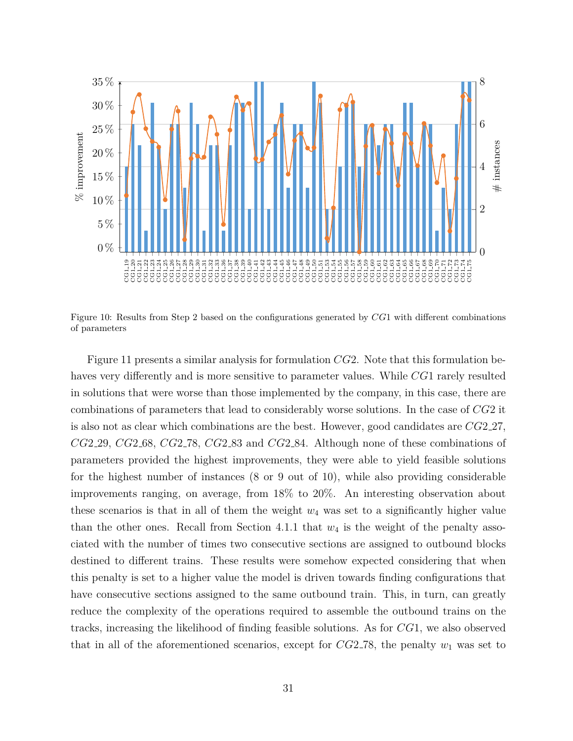Figure 10: Results from Step 2 based on the configurations generated by $CG1$ with different combinations of parameters

Figure 11 presents a similar analysis for formulation $CG2$. Note that this formulation behaves very differently and is more sensitive to parameter values. While $CG1$ rarely resulted in solutions that were worse than those implemented by the company, in this case, there are combinations of parameters that lead to considerably worse solutions. In the case of $CG2$ it is also not as clear which combinations are the best. However, good candidates are $CG2\_27$, $CG2\_29$, $CG2\_68$, $CG2\_78$, $CG2\_83$ and $CG2\_84$. Although none of these combinations of parameters provided the highest improvements, they were able to yield feasible solutions for the highest number of instances (8 or 9 out of 10), while also providing considerable improvements ranging, on average, from 18% to 20%. An interesting observation about these scenarios is that in all of them the weight $w_4$ was set to a significantly higher value than the other ones. Recall from Section 4.1.1 that $w_4$ is the weight of the penalty associated with the number of times two consecutive sections are assigned to outbound blocks destined to different trains. These results were somehow expected considering that when this penalty is set to a higher value the model is driven towards finding configurations that have consecutive sections assigned to the same outbound train. This, in turn, can greatly reduce the complexity of the operations required to assemble the outbound trains on the tracks, increasing the likelihood of finding feasible solutions. As for $CG1$, we also observed that in all of the aforementioned scenarios, except for $CG2\_78$, the penalty $w_1$ was set to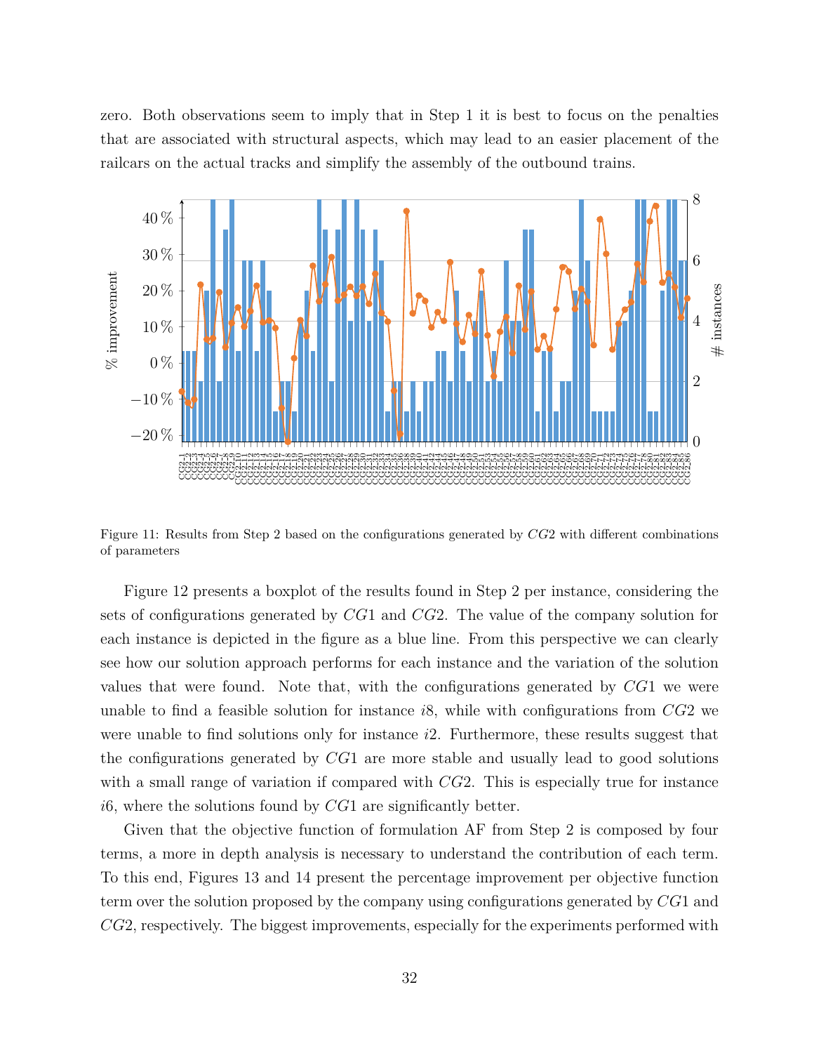zero. Both observations seem to imply that in Step 1 it is best to focus on the penalties that are associated with structural aspects, which may lead to an easier placement of the railcars on the actual tracks and simplify the assembly of the outbound trains.

Figure 11: Results from Step 2 based on the configurations generated by $CG2$ with different combinations of parameters

Figure 12 presents a boxplot of the results found in Step 2 per instance, considering the sets of configurations generated by $CG1$ and $CG2$. The value of the company solution for each instance is depicted in the figure as a blue line. From this perspective we can clearly see how our solution approach performs for each instance and the variation of the solution values that were found. Note that, with the configurations generated by $CG1$ we were unable to find a feasible solution for instance $i8$, while with configurations from $CG2$ we were unable to find solutions only for instance $i2$. Furthermore, these results suggest that the configurations generated by $CG1$ are more stable and usually lead to good solutions with a small range of variation if compared with $CG2$. This is especially true for instance $i6$, where the solutions found by $CG1$ are significantly better.

Given that the objective function of formulation AF from Step 2 is composed by four terms, a more in depth analysis is necessary to understand the contribution of each term. To this end, Figures 13 and 14 present the percentage improvement per objective function term over the solution proposed by the company using configurations generated by $CG1$ and $CG2$, respectively. The biggest improvements, especially for the experiments performed with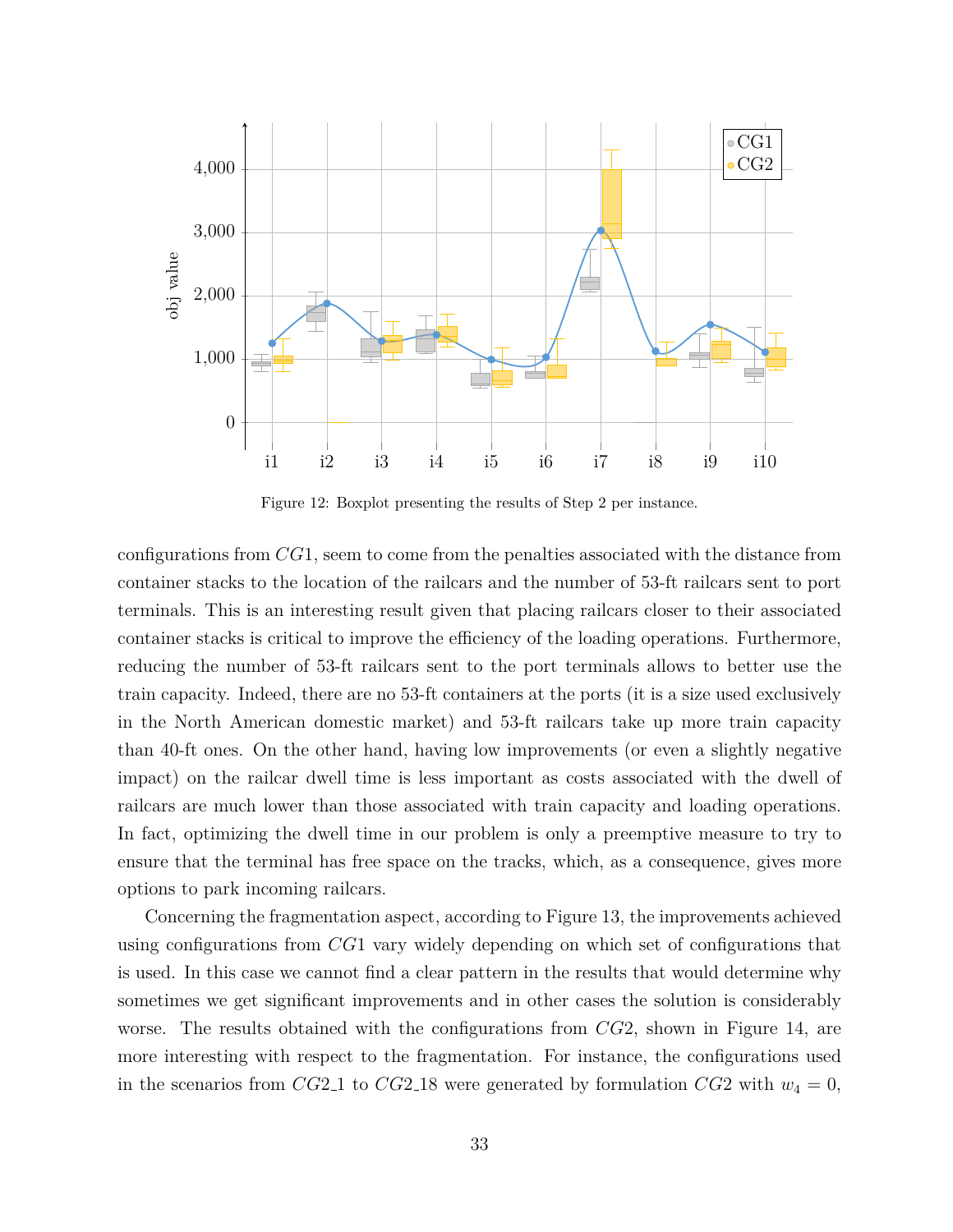Figure 12: Boxplot presenting the results of Step 2 per instance.

configurations from $CG1$, seem to come from the penalties associated with the distance from container stacks to the location of the railcars and the number of 53-ft railcars sent to port terminals. This is an interesting result given that placing railcars closer to their associated container stacks is critical to improve the efficiency of the loading operations. Furthermore, reducing the number of 53-ft railcars sent to the port terminals allows to better use the train capacity. Indeed, there are no 53-ft containers at the ports (it is a size used exclusively in the North American domestic market) and 53-ft railcars take up more train capacity than 40-ft ones. On the other hand, having low improvements (or even a slightly negative impact) on the railcar dwell time is less important as costs associated with the dwell of railcars are much lower than those associated with train capacity and loading operations. In fact, optimizing the dwell time in our problem is only a preemptive measure to try to ensure that the terminal has free space on the tracks, which, as a consequence, gives more options to park incoming railcars.

Concerning the fragmentation aspect, according to Figure 13, the improvements achieved using configurations from $CG1$ vary widely depending on which set of configurations that is used. In this case we cannot find a clear pattern in the results that would determine why sometimes we get significant improvements and in other cases the solution is considerably worse. The results obtained with the configurations from $CG2$, shown in Figure 14, are more interesting with respect to the fragmentation. For instance, the configurations used in the scenarios from $CG2\_1$ to $CG2\_18$ were generated by formulation $CG2$ with $w_4 = 0$,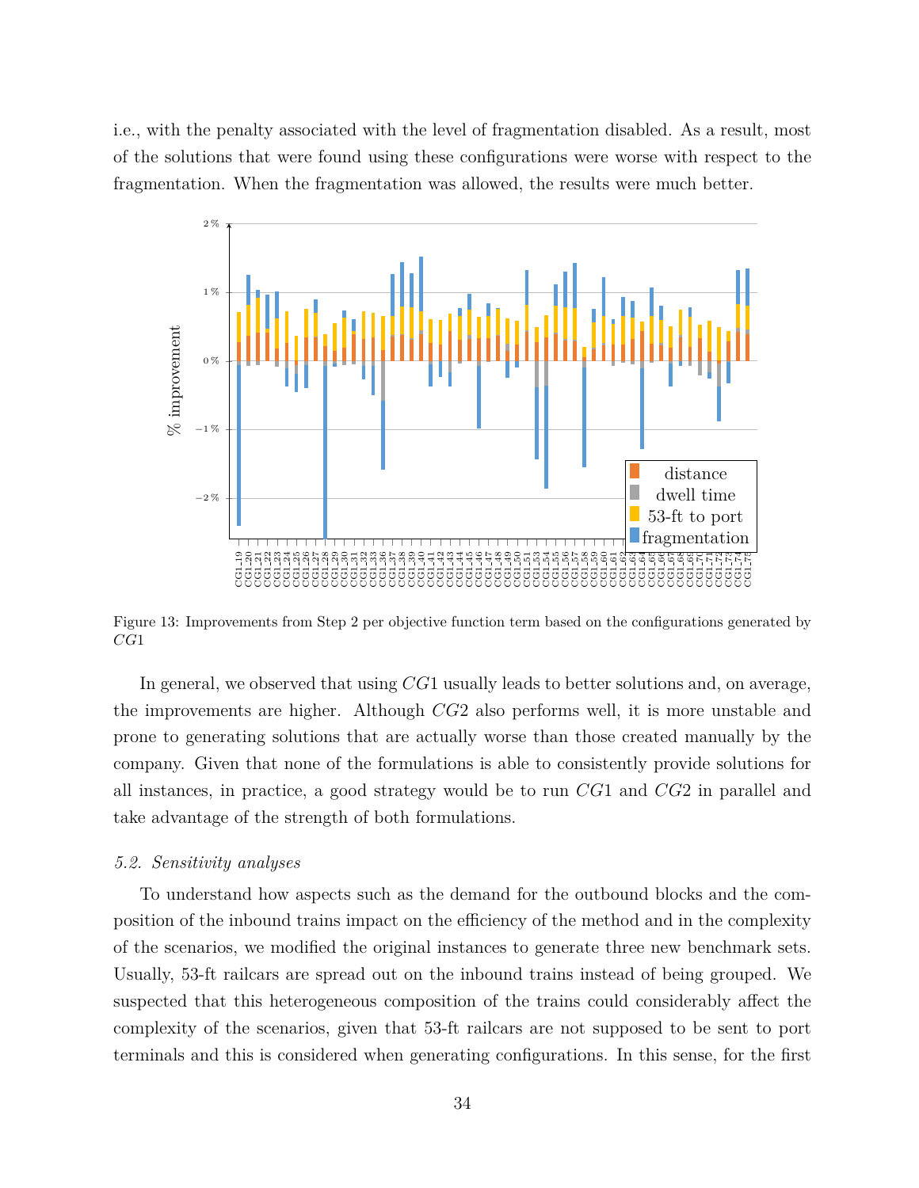i.e., with the penalty associated with the level of fragmentation disabled. As a result, most of the solutions that were found using these configurations were worse with respect to the fragmentation. When the fragmentation was allowed, the results were much better.

Figure 13: Improvements from Step 2 per objective function term based on the configurations generated by $CG1$

In general, we observed that using $CG1$ usually leads to better solutions and, on average, the improvements are higher. Although $CG2$ also performs well, it is more unstable and prone to generating solutions that are actually worse than those created manually by the company. Given that none of the formulations is able to consistently provide solutions for all instances, in practice, a good strategy would be to run $CG1$ and $CG2$ in parallel and take advantage of the strength of both formulations.

### *5.2. Sensitivity analyses*

To understand how aspects such as the demand for the outbound blocks and the composition of the inbound trains impact on the efficiency of the method and in the complexity of the scenarios, we modified the original instances to generate three new benchmark sets. Usually, 53-ft railcars are spread out on the inbound trains instead of being grouped. We suspected that this heterogeneous composition of the trains could considerably affect the complexity of the scenarios, given that 53-ft railcars are not supposed to be sent to port terminals and this is considered when generating configurations. In this sense, for the first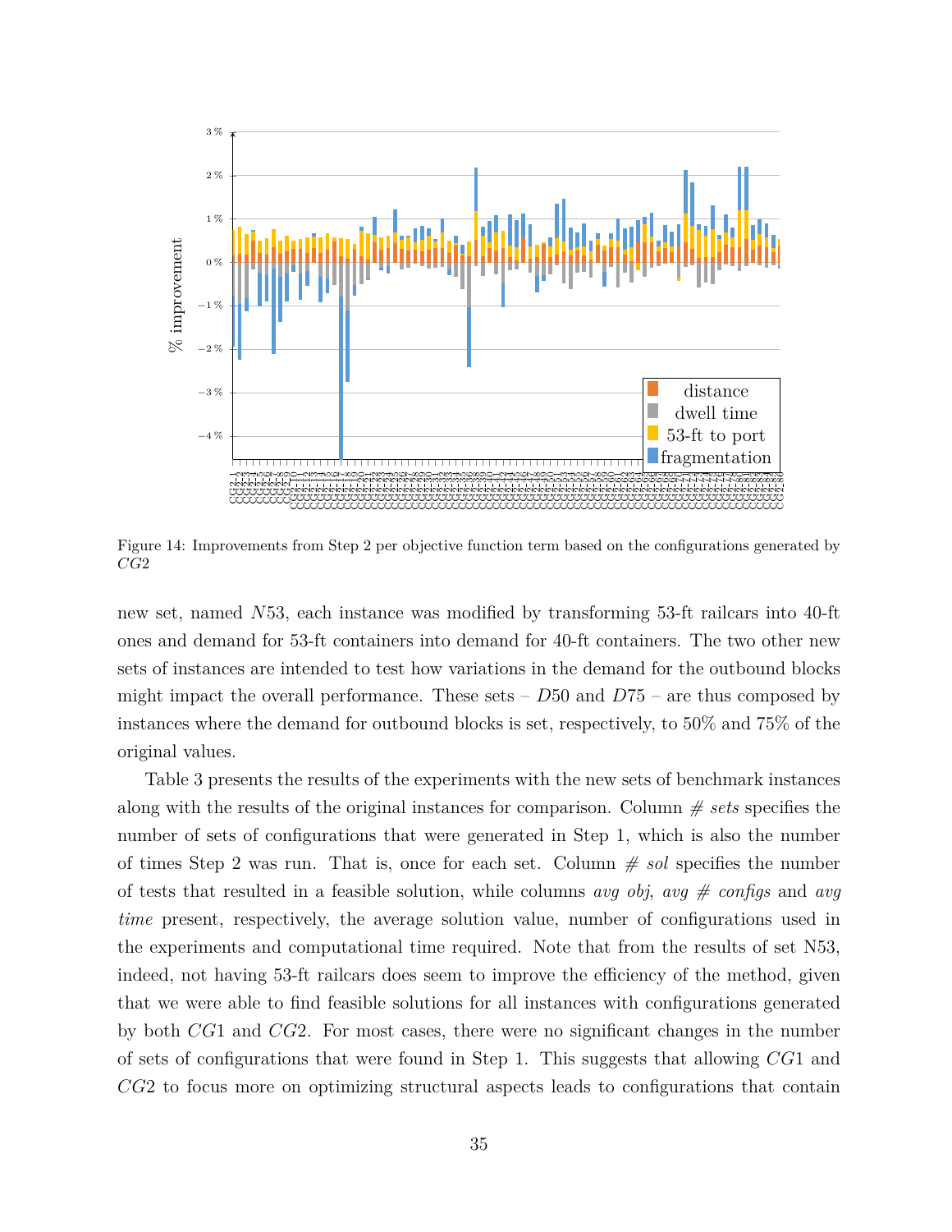Figure 14: Improvements from Step 2 per objective function term based on the configurations generated by $CG2$

new set, named $N53$, each instance was modified by transforming 53-ft railcars into 40-ft ones and demand for 53-ft containers into demand for 40-ft containers. The two other new sets of instances are intended to test how variations in the demand for the outbound blocks might impact the overall performance. These sets – $D50$ and $D75$ – are thus composed by instances where the demand for outbound blocks is set, respectively, to 50% and 75% of the original values.

Table 3 presents the results of the experiments with the new sets of benchmark instances along with the results of the original instances for comparison. Column *# sets* specifies the number of sets of configurations that were generated in Step 1, which is also the number of times Step 2 was run. That is, once for each set. Column *# sol* specifies the number of tests that resulted in a feasible solution, while columns *avg obj*, *avg # configs* and *avg time* present, respectively, the average solution value, number of configurations used in the experiments and computational time required. Note that from the results of set N53, indeed, not having 53-ft railcars does seem to improve the efficiency of the method, given that we were able to find feasible solutions for all instances with configurations generated by both $CG1$ and $CG2$. For most cases, there were no significant changes in the number of sets of configurations that were found in Step 1. This suggests that allowing $CG1$ and $CG2$ to focus more on optimizing structural aspects leads to configurations that contain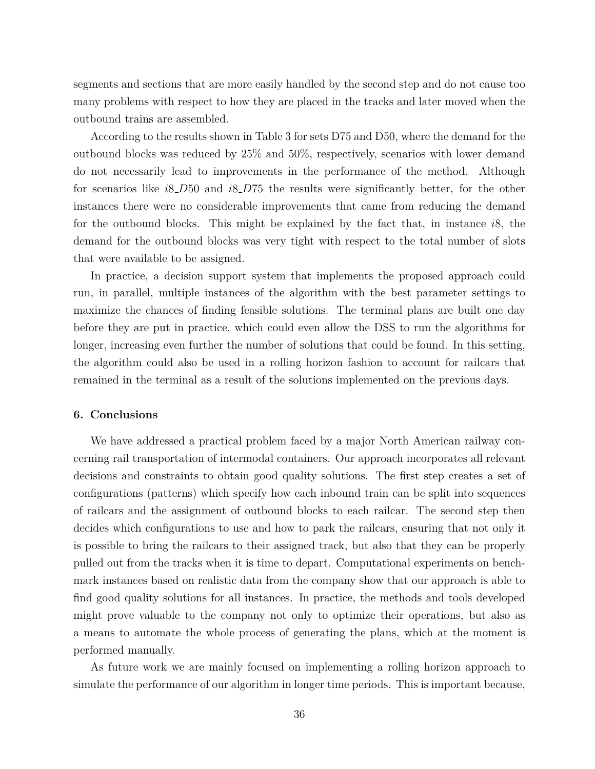segments and sections that are more easily handled by the second step and do not cause too many problems with respect to how they are placed in the tracks and later moved when the outbound trains are assembled.

According to the results shown in Table 3 for sets D75 and D50, where the demand for the outbound blocks was reduced by 25% and 50%, respectively, scenarios with lower demand do not necessarily lead to improvements in the performance of the method. Although for scenarios like $i8\_D50$ and $i8\_D75$ the results were significantly better, for the other instances there were no considerable improvements that came from reducing the demand for the outbound blocks. This might be explained by the fact that, in instance $i8$, the demand for the outbound blocks was very tight with respect to the total number of slots that were available to be assigned.

In practice, a decision support system that implements the proposed approach could run, in parallel, multiple instances of the algorithm with the best parameter settings to maximize the chances of finding feasible solutions. The terminal plans are built one day before they are put in practice, which could even allow the DSS to run the algorithms for longer, increasing even further the number of solutions that could be found. In this setting, the algorithm could also be used in a rolling horizon fashion to account for railcars that remained in the terminal as a result of the solutions implemented on the previous days.

## 6. Conclusions

We have addressed a practical problem faced by a major North American railway concerning rail transportation of intermodal containers. Our approach incorporates all relevant decisions and constraints to obtain good quality solutions. The first step creates a set of configurations (patterns) which specify how each inbound train can be split into sequences of railcars and the assignment of outbound blocks to each railcar. The second step then decides which configurations to use and how to park the railcars, ensuring that not only it is possible to bring the railcars to their assigned track, but also that they can be properly pulled out from the tracks when it is time to depart. Computational experiments on benchmark instances based on realistic data from the company show that our approach is able to find good quality solutions for all instances. In practice, the methods and tools developed might prove valuable to the company not only to optimize their operations, but also as a means to automate the whole process of generating the plans, which at the moment is performed manually.

As future work we are mainly focused on implementing a rolling horizon approach to simulate the performance of our algorithm in longer time periods. This is important because,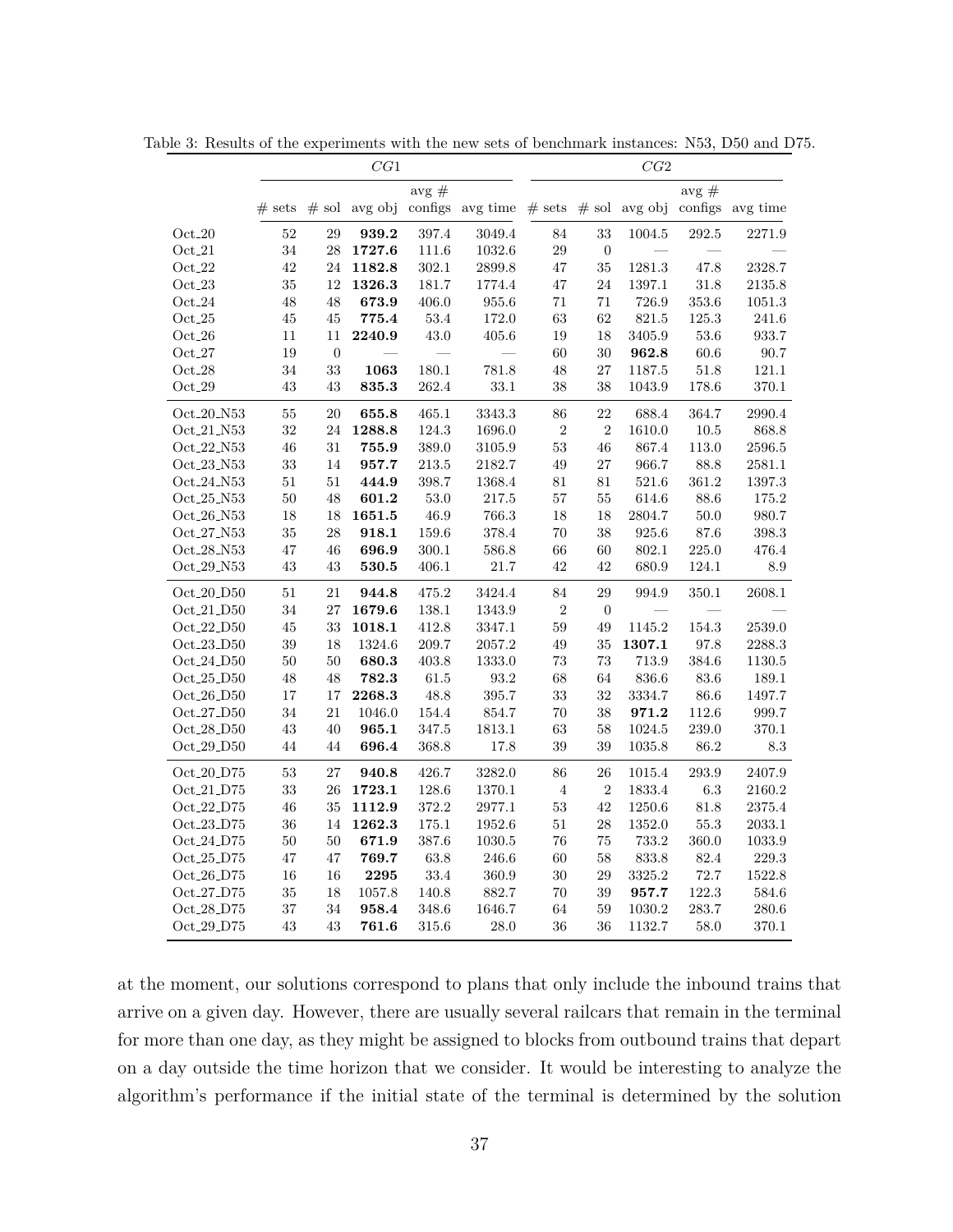Table 3: Results of the experiments with the new sets of benchmark instances: N53, D50 and D75.

| | *CG*1 | | | | | *CG*2 | | | | |
|---|---|---|---|---|---|---|---|---|---|---|
| | # sets | # sol | avg obj | avg # configs | avg time | # sets | # sol | avg obj | avg # configs | avg time |
| Oct_20 | 52 | 29 | **939.2** | 397.4 | 3049.4 | 84 | 33 | 1004.5 | 292.5 | 2271.9 |
| Oct_21 | 34 | 28 | **1727.6** | 111.6 | 1032.6 | 29 | 0 | — | — | — |
| Oct_22 | 42 | 24 | **1182.8** | 302.1 | 2899.8 | 47 | 35 | 1281.3 | 47.8 | 2328.7 |
| Oct_23 | 35 | 12 | **1326.3** | 181.7 | 1774.4 | 47 | 24 | 1397.1 | 31.8 | 2135.8 |
| Oct_24 | 48 | 48 | **673.9** | 406.0 | 955.6 | 71 | 71 | 726.9 | 353.6 | 1051.3 |
| Oct_25 | 45 | 45 | **775.4** | 53.4 | 172.0 | 63 | 62 | 821.5 | 125.3 | 241.6 |
| Oct_26 | 11 | 11 | **2240.9** | 43.0 | 405.6 | 19 | 18 | 3405.9 | 53.6 | 933.7 |
| Oct_27 | 19 | 0 | — | — | — | 60 | 30 | **962.8** | 60.6 | 90.7 |
| Oct_28 | 34 | 33 | **1063** | 180.1 | 781.8 | 48 | 27 | 1187.5 | 51.8 | 121.1 |
| Oct_29 | 43 | 43 | **835.3** | 262.4 | 33.1 | 38 | 38 | 1043.9 | 178.6 | 370.1 |
| Oct_20_N53 | 55 | 20 | **655.8** | 465.1 | 3343.3 | 86 | 22 | 688.4 | 364.7 | 2990.4 |
| Oct_21_N53 | 32 | 24 | **1288.8** | 124.3 | 1696.0 | 2 | 2 | 1610.0 | 10.5 | 868.8 |
| Oct_22_N53 | 46 | 31 | **755.9** | 389.0 | 3105.9 | 53 | 46 | 867.4 | 113.0 | 2596.5 |
| Oct_23_N53 | 33 | 14 | **957.7** | 213.5 | 2182.7 | 49 | 27 | 966.7 | 88.8 | 2581.1 |
| Oct_24_N53 | 51 | 51 | **444.9** | 398.7 | 1368.4 | 81 | 81 | 521.6 | 361.2 | 1397.3 |
| Oct_25_N53 | 50 | 48 | **601.2** | 53.0 | 217.5 | 57 | 55 | 614.6 | 88.6 | 175.2 |
| Oct_26_N53 | 18 | 18 | **1651.5** | 46.9 | 766.3 | 18 | 18 | 2804.7 | 50.0 | 980.7 |
| Oct_27_N53 | 35 | 28 | **918.1** | 159.6 | 378.4 | 70 | 38 | 925.6 | 87.6 | 398.3 |
| Oct_28_N53 | 47 | 46 | **696.9** | 300.1 | 586.8 | 66 | 60 | 802.1 | 225.0 | 476.4 |
| Oct_29_N53 | 43 | 43 | **530.5** | 406.1 | 21.7 | 42 | 42 | 680.9 | 124.1 | 8.9 |
| Oct_20_D50 | 51 | 21 | **944.8** | 475.2 | 3424.4 | 84 | 29 | 994.9 | 350.1 | 2608.1 |
| Oct_21_D50 | 34 | 27 | **1679.6** | 138.1 | 1343.9 | 2 | 0 | — | — | — |
| Oct_22_D50 | 45 | 33 | **1018.1** | 412.8 | 3347.1 | 59 | 49 | 1145.2 | 154.3 | 2539.0 |
| Oct_23_D50 | 39 | 18 | 1324.6 | 209.7 | 2057.2 | 49 | 35 | **1307.1** | 97.8 | 2288.3 |
| Oct_24_D50 | 50 | 50 | **680.3** | 403.8 | 1333.0 | 73 | 73 | 713.9 | 384.6 | 1130.5 |
| Oct_25_D50 | 48 | 48 | **782.3** | 61.5 | 93.2 | 68 | 64 | 836.6 | 83.6 | 189.1 |
| Oct_26_D50 | 17 | 17 | **2268.3** | 48.8 | 395.7 | 33 | 32 | 3334.7 | 86.6 | 1497.7 |
| Oct_27_D50 | 34 | 21 | 1046.0 | 154.4 | 854.7 | 70 | 38 | **971.2** | 112.6 | 999.7 |
| Oct_28_D50 | 43 | 40 | **965.1** | 347.5 | 1813.1 | 63 | 58 | 1024.5 | 239.0 | 370.1 |
| Oct_29_D50 | 44 | 44 | **696.4** | 368.8 | 17.8 | 39 | 39 | 1035.8 | 86.2 | 8.3 |
| Oct_20_D75 | 53 | 27 | **940.8** | 426.7 | 3282.0 | 86 | 26 | 1015.4 | 293.9 | 2407.9 |
| Oct_21_D75 | 33 | 26 | **1723.1** | 128.6 | 1370.1 | 4 | 2 | 1833.4 | 6.3 | 2160.2 |
| Oct_22_D75 | 46 | 35 | **1112.9** | 372.2 | 2977.1 | 53 | 42 | 1250.6 | 81.8 | 2375.4 |
| Oct_23_D75 | 36 | 14 | **1262.3** | 175.1 | 1952.6 | 51 | 28 | 1352.0 | 55.3 | 2033.1 |
| Oct_24_D75 | 50 | 50 | **671.9** | 387.6 | 1030.5 | 76 | 75 | 733.2 | 360.0 | 1033.9 |
| Oct_25_D75 | 47 | 47 | **769.7** | 63.8 | 246.6 | 60 | 58 | 833.8 | 82.4 | 229.3 |
| Oct_26_D75 | 16 | 16 | **2295** | 33.4 | 360.9 | 30 | 29 | 3325.2 | 72.7 | 1522.8 |
| Oct_27_D75 | 35 | 18 | 1057.8 | 140.8 | 882.7 | 70 | 39 | **957.7** | 122.3 | 584.6 |
| Oct_28_D75 | 37 | 34 | **958.4** | 348.6 | 1646.7 | 64 | 59 | 1030.2 | 283.7 | 280.6 |
| Oct_29_D75 | 43 | 43 | **761.6** | 315.6 | 28.0 | 36 | 36 | 1132.7 | 58.0 | 370.1 |

at the moment, our solutions correspond to plans that only include the inbound trains that arrive on a given day. However, there are usually several railcars that remain in the terminal for more than one day, as they might be assigned to blocks from outbound trains that depart on a day outside the time horizon that we consider. It would be interesting to analyze the algorithm's performance if the initial state of the terminal is determined by the solution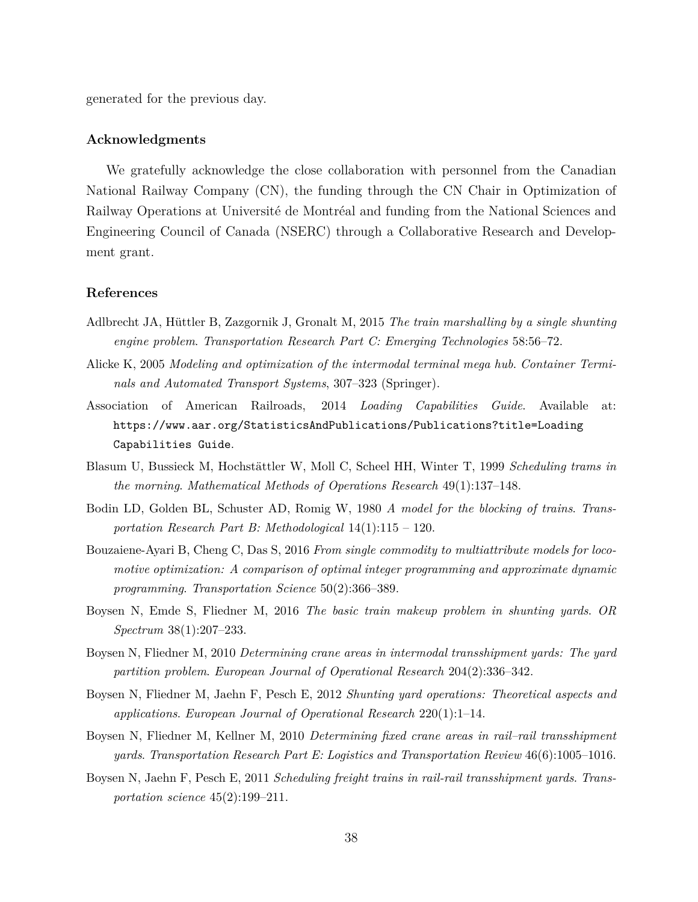generated for the previous day.

### Acknowledgments

We gratefully acknowledge the close collaboration with personnel from the Canadian National Railway Company (CN), the funding through the CN Chair in Optimization of Railway Operations at Université de Montréal and funding from the National Sciences and Engineering Council of Canada (NSERC) through a Collaborative Research and Development grant.

### References

Adlbrecht JA, Hüttler B, Zazgornik J, Gronalt M, 2015 *The train marshalling by a single shunting engine problem*. *Transportation Research Part C: Emerging Technologies* 58:56–72.

Alicke K, 2005 *Modeling and optimization of the intermodal terminal mega hub*. *Container Terminals and Automated Transport Systems*, 307–323 (Springer).

Association of American Railroads, 2014 *Loading Capabilities Guide*. Available at: `https://www.aar.org/StatisticsAndPublications/Publications?title=Loading Capabilities Guide`.

Blasum U, Bussieck M, Hochstättler W, Moll C, Scheel HH, Winter T, 1999 *Scheduling trams in the morning*. *Mathematical Methods of Operations Research* 49(1):137–148.

Bodin LD, Golden BL, Schuster AD, Romig W, 1980 *A model for the blocking of trains*. *Transportation Research Part B: Methodological* 14(1):115 – 120.

Bouzaiene-Ayari B, Cheng C, Das S, 2016 *From single commodity to multiattribute models for locomotive optimization: A comparison of optimal integer programming and approximate dynamic programming*. *Transportation Science* 50(2):366–389.

Boysen N, Emde S, Fliedner M, 2016 *The basic train makeup problem in shunting yards*. *OR Spectrum* 38(1):207–233.

Boysen N, Fliedner M, 2010 *Determining crane areas in intermodal transshipment yards: The yard partition problem*. *European Journal of Operational Research* 204(2):336–342.

Boysen N, Fliedner M, Jaehn F, Pesch E, 2012 *Shunting yard operations: Theoretical aspects and applications*. *European Journal of Operational Research* 220(1):1–14.

Boysen N, Fliedner M, Kellner M, 2010 *Determining fixed crane areas in rail–rail transshipment yards*. *Transportation Research Part E: Logistics and Transportation Review* 46(6):1005–1016.

Boysen N, Jaehn F, Pesch E, 2011 *Scheduling freight trains in rail-rail transshipment yards*. *Transportation science* 45(2):199–211.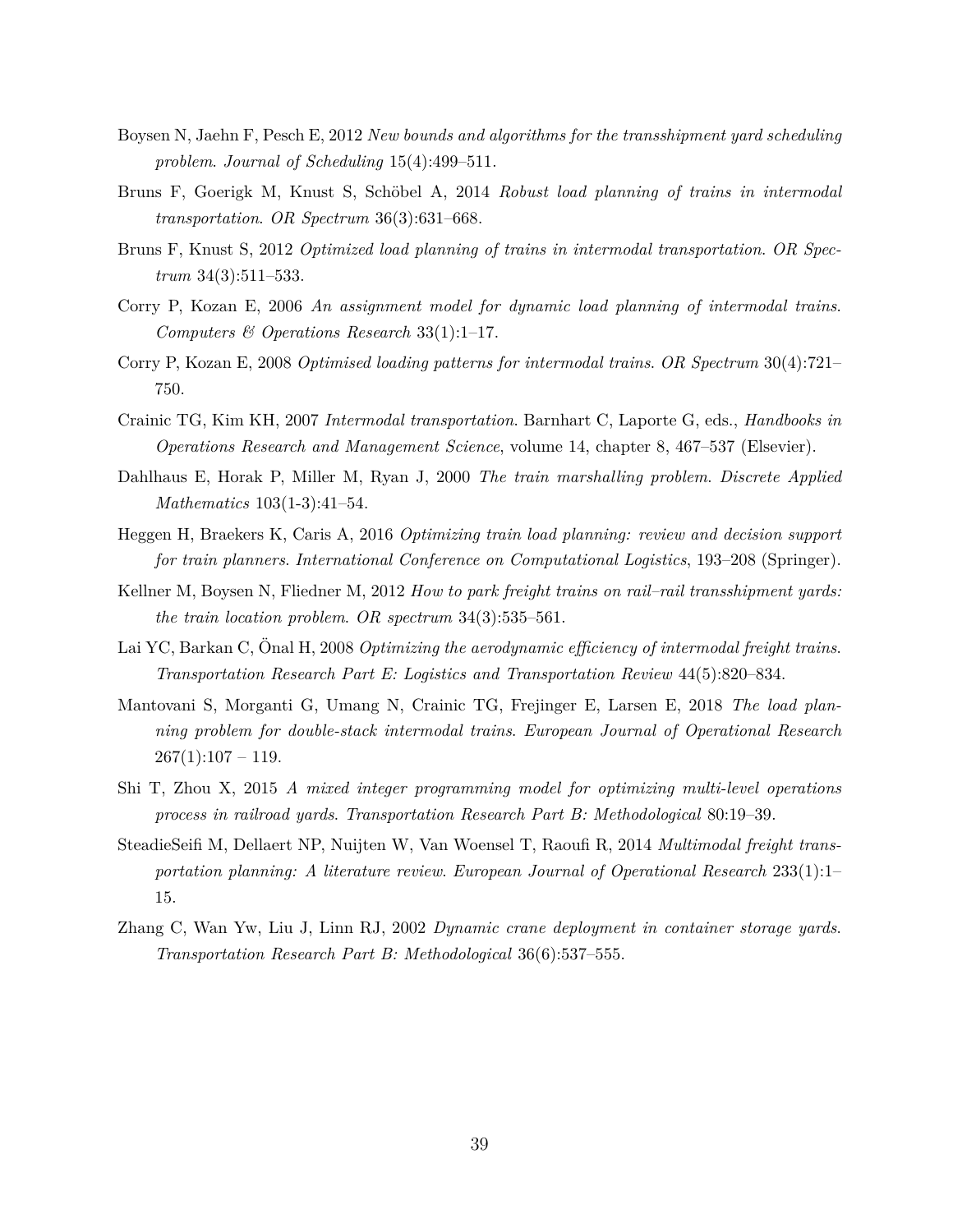Boysen N, Jaehn F, Pesch E, 2012 *New bounds and algorithms for the transshipment yard scheduling problem*. *Journal of Scheduling* 15(4):499–511.

Bruns F, Goerigk M, Knust S, Schöbel A, 2014 *Robust load planning of trains in intermodal transportation*. *OR Spectrum* 36(3):631–668.

Bruns F, Knust S, 2012 *Optimized load planning of trains in intermodal transportation*. *OR Spectrum* 34(3):511–533.

Corry P, Kozan E, 2006 *An assignment model for dynamic load planning of intermodal trains*. *Computers & Operations Research* 33(1):1–17.

Corry P, Kozan E, 2008 *Optimised loading patterns for intermodal trains*. *OR Spectrum* 30(4):721–750.

Crainic TG, Kim KH, 2007 *Intermodal transportation*. Barnhart C, Laporte G, eds., *Handbooks in Operations Research and Management Science*, volume 14, chapter 8, 467–537 (Elsevier).

Dahlhaus E, Horak P, Miller M, Ryan J, 2000 *The train marshalling problem*. *Discrete Applied Mathematics* 103(1-3):41–54.

Heggen H, Braekers K, Caris A, 2016 *Optimizing train load planning: review and decision support for train planners*. *International Conference on Computational Logistics*, 193–208 (Springer).

Kellner M, Boysen N, Fliedner M, 2012 *How to park freight trains on rail–rail transshipment yards: the train location problem*. *OR spectrum* 34(3):535–561.

Lai YC, Barkan C, Önal H, 2008 *Optimizing the aerodynamic efficiency of intermodal freight trains*. *Transportation Research Part E: Logistics and Transportation Review* 44(5):820–834.

Mantovani S, Morganti G, Umang N, Crainic TG, Frejinger E, Larsen E, 2018 *The load planning problem for double-stack intermodal trains*. *European Journal of Operational Research* 267(1):107 – 119.

Shi T, Zhou X, 2015 *A mixed integer programming model for optimizing multi-level operations process in railroad yards*. *Transportation Research Part B: Methodological* 80:19–39.

SteadieSeifi M, Dellaert NP, Nuijten W, Van Woensel T, Raoufi R, 2014 *Multimodal freight transportation planning: A literature review*. *European Journal of Operational Research* 233(1):1–15.

Zhang C, Wan Yw, Liu J, Linn RJ, 2002 *Dynamic crane deployment in container storage yards*. *Transportation Research Part B: Methodological* 36(6):537–555.